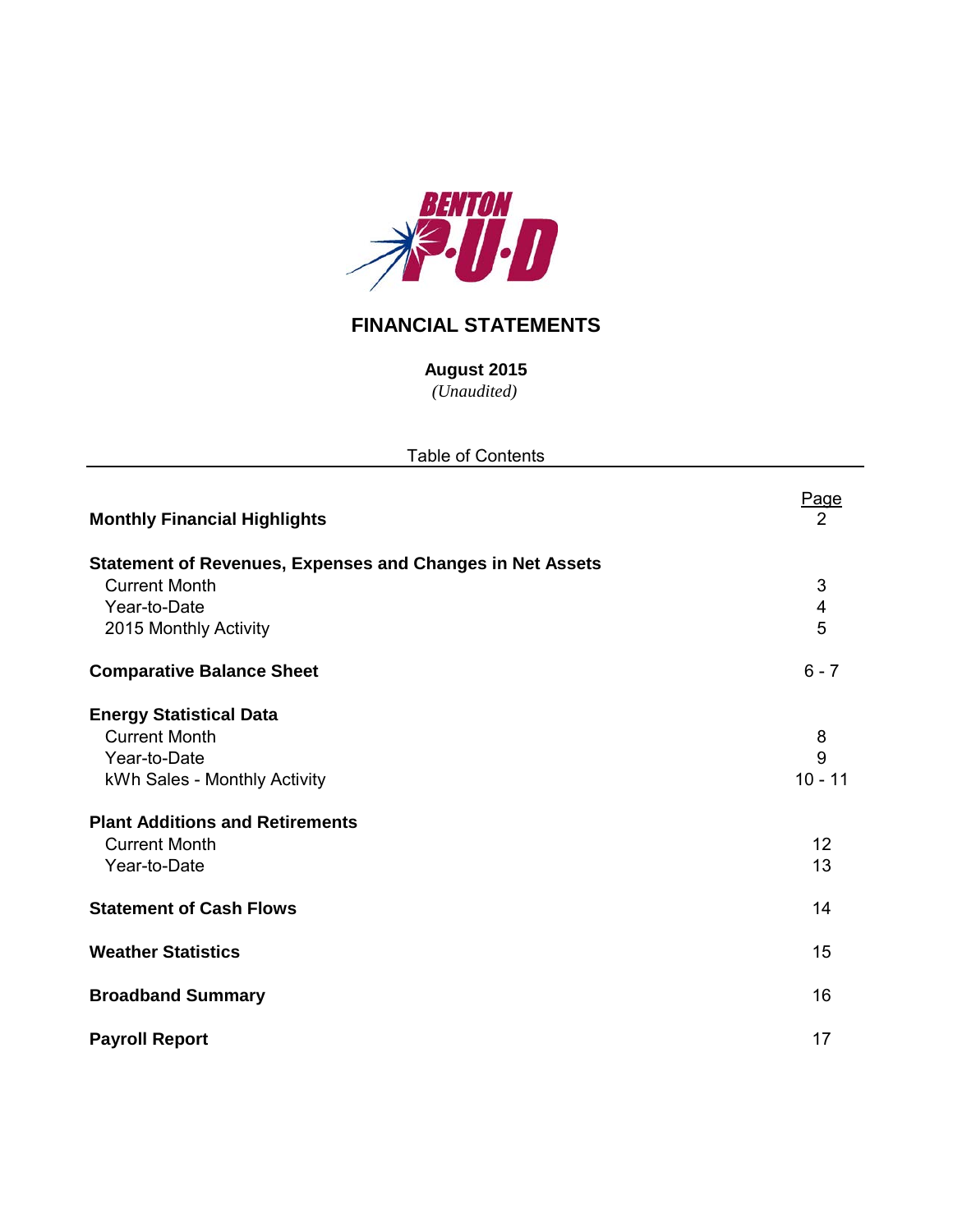BENTON P·U·D

# FINANCIAL STATEMENTS

**August 2015**

*(Unaudited)*

Table of Contents

| | Page |
|---|---|
| **Monthly Financial Highlights** | 2 |
| **Statement of Revenues, Expenses and Changes in Net Assets** | |
| Current Month | 3 |
| Year-to-Date | 4 |
| 2015 Monthly Activity | 5 |
| **Comparative Balance Sheet** | 6 - 7 |
| **Energy Statistical Data** | |
| Current Month | 8 |
| Year-to-Date | 9 |
| kWh Sales - Monthly Activity | 10 - 11 |
| **Plant Additions and Retirements** | |
| Current Month | 12 |
| Year-to-Date | 13 |
| **Statement of Cash Flows** | 14 |
| **Weather Statistics** | 15 |
| **Broadband Summary** | 16 |
| **Payroll Report** | 17 |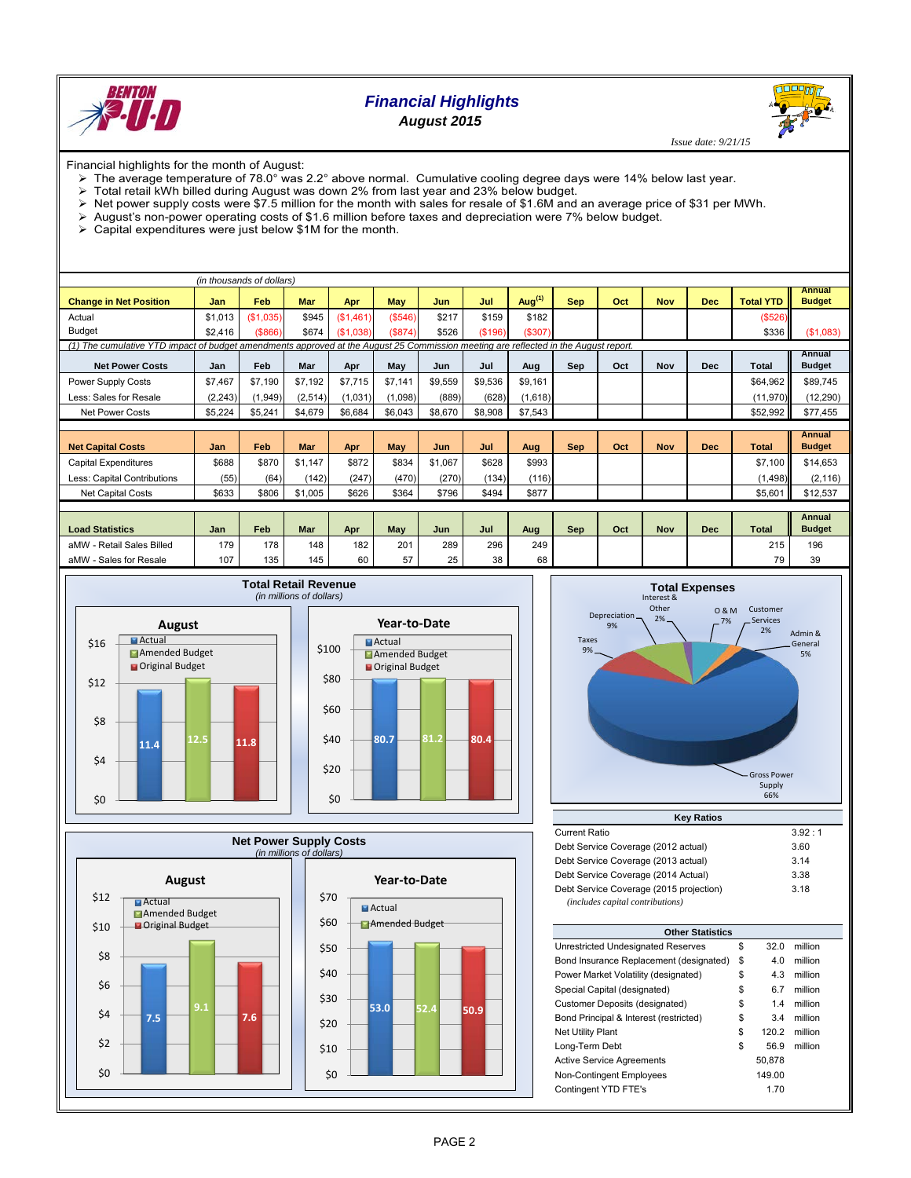# Financial Highlights
## August 2015

*Issue date: 9/21/15*

Financial highlights for the month of August:

- The average temperature of 78.0° was 2.2° above normal. Cumulative cooling degree days were 14% below last year.
- Total retail kWh billed during August was down 2% from last year and 23% below budget.
- Net power supply costs were $7.5 million for the month with sales for resale of $1.6M and an average price of $31 per MWh.
- August's non-power operating costs of $1.6 million before taxes and depreciation were 7% below budget.
- Capital expenditures were just below $1M for the month.

*(in thousands of dollars)*

| Change in Net Position | Jan | Feb | Mar | Apr | May | Jun | Jul | Aug[1] | Sep | Oct | Nov | Dec | Total YTD | Annual Budget |
|---|---|---|---|---|---|---|---|---|---|---|---|---|---|---|
| Actual | $1,013 | ($1,035) | $945 | ($1,461) | ($546) | $217 | $159 | $182 | | | | | ($526) | |
| Budget | $2,416 | ($866) | $674 | ($1,038) | ($874) | $526 | ($196) | ($307) | | | | | $336 | ($1,083) |

(1) The cumulative YTD impact of budget amendments approved at the August 25 Commission meeting are reflected in the August report.

| Net Power Costs | Jan | Feb | Mar | Apr | May | Jun | Jul | Aug | Sep | Oct | Nov | Dec | Total | Annual Budget |
|---|---|---|---|---|---|---|---|---|---|---|---|---|---|---|
| Power Supply Costs | $7,467 | $7,190 | $7,192 | $7,715 | $7,141 | $9,559 | $9,536 | $9,161 | | | | | $64,962 | $89,745 |
| Less: Sales for Resale | (2,243) | (1,949) | (2,514) | (1,031) | (1,098) | (889) | (628) | (1,618) | | | | | (11,970) | (12,290) |
| Net Power Costs | $5,224 | $5,241 | $4,679 | $6,684 | $6,043 | $8,670 | $8,908 | $7,543 | | | | | $52,992 | $77,455 |

| Net Capital Costs | Jan | Feb | Mar | Apr | May | Jun | Jul | Aug | Sep | Oct | Nov | Dec | Total | Annual Budget |
|---|---|---|---|---|---|---|---|---|---|---|---|---|---|---|
| Capital Expenditures | $688 | $870 | $1,147 | $872 | $834 | $1,067 | $628 | $993 | | | | | $7,100 | $14,653 |
| Less: Capital Contributions | (55) | (64) | (142) | (247) | (470) | (270) | (134) | (116) | | | | | (1,498) | (2,116) |
| Net Capital Costs | $633 | $806 | $1,005 | $626 | $364 | $796 | $494 | $877 | | | | | $5,601 | $12,537 |

| Load Statistics | Jan | Feb | Mar | Apr | May | Jun | Jul | Aug | Sep | Oct | Nov | Dec | Total | Annual Budget |
|---|---|---|---|---|---|---|---|---|---|---|---|---|---|---|
| aMW - Retail Sales Billed | 179 | 178 | 148 | 182 | 201 | 289 | 296 | 249 | | | | | 215 | 196 |
| aMW - Sales for Resale | 107 | 135 | 145 | 60 | 57 | 25 | 38 | 68 | | | | | 79 | 39 |

### Total Retail Revenue
*(in millions of dollars)*

| | August | Year-to-Date |
|---|---|---|
| Actual | 11.4 | 80.7 |
| Amended Budget | 12.5 | 81.2 |
| Original Budget | 11.8 | 80.4 |

### Total Expenses

| Category | Share |
|---|---|
| Gross Power Supply | 66% |
| Depreciation | 9% |
| Taxes | 9% |
| O & M | 7% |
| Admin & General | 5% |
| Interest & Other | 2% |
| Customer Services | 2% |

### Net Power Supply Costs
*(in millions of dollars)*

| | August | Year-to-Date |
|---|---|---|
| Actual | 7.5 | 53.0 |
| Amended Budget | 9.1 | 52.4 |
| Original Budget | 7.6 | 50.9 |

### Key Ratios

| | |
|---|---|
| Current Ratio | 3.92 : 1 |
| Debt Service Coverage (2012 actual) | 3.60 |
| Debt Service Coverage (2013 actual) | 3.14 |
| Debt Service Coverage (2014 Actual) | 3.38 |
| Debt Service Coverage (2015 projection) | 3.18 |

*(includes capital contributions)*

### Other Statistics

| | | | |
|---|---|---|---|
| Unrestricted Undesignated Reserves | $ | 32.0 | million |
| Bond Insurance Replacement (designated) | $ | 4.0 | million |
| Power Market Volatility (designated) | $ | 4.3 | million |
| Special Capital (designated) | $ | 6.7 | million |
| Customer Deposits (designated) | $ | 1.4 | million |
| Bond Principal & Interest (restricted) | $ | 3.4 | million |
| Net Utility Plant | $ | 120.2 | million |
| Long-Term Debt | $ | 56.9 | million |
| Active Service Agreements | | 50,878 | |
| Non-Contingent Employees | | 149.00 | |
| Contingent YTD FTE's | | 1.70 | |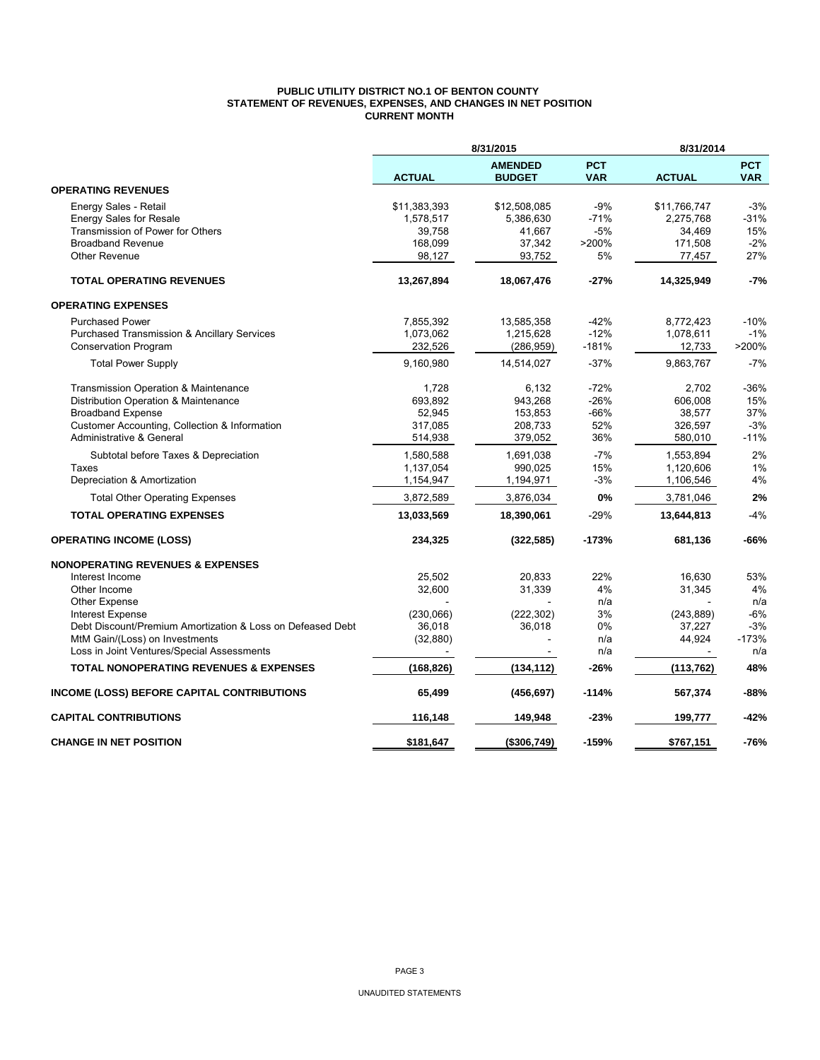**PUBLIC UTILITY DISTRICT NO.1 OF BENTON COUNTY**
**STATEMENT OF REVENUES, EXPENSES, AND CHANGES IN NET POSITION**
**CURRENT MONTH**

| | 8/31/2015 | | | 8/31/2014 | |
|---|---|---|---|---|---|
| | **ACTUAL** | **AMENDED BUDGET** | **PCT VAR** | **ACTUAL** | **PCT VAR** |
| **OPERATING REVENUES** | | | | | |
| Energy Sales - Retail | $11,383,393 | $12,508,085 | -9% | $11,766,747 | -3% |
| Energy Sales for Resale | 1,578,517 | 5,386,630 | -71% | 2,275,768 | -31% |
| Transmission of Power for Others | 39,758 | 41,667 | -5% | 34,469 | 15% |
| Broadband Revenue | 168,099 | 37,342 | >200% | 171,508 | -2% |
| Other Revenue | 98,127 | 93,752 | 5% | 77,457 | 27% |
| **TOTAL OPERATING REVENUES** | **13,267,894** | **18,067,476** | **-27%** | **14,325,949** | **-7%** |
| **OPERATING EXPENSES** | | | | | |
| Purchased Power | 7,855,392 | 13,585,358 | -42% | 8,772,423 | -10% |
| Purchased Transmission & Ancillary Services | 1,073,062 | 1,215,628 | -12% | 1,078,611 | -1% |
| Conservation Program | 232,526 | (286,959) | -181% | 12,733 | >200% |
| Total Power Supply | 9,160,980 | 14,514,027 | -37% | 9,863,767 | -7% |
| Transmission Operation & Maintenance | 1,728 | 6,132 | -72% | 2,702 | -36% |
| Distribution Operation & Maintenance | 693,892 | 943,268 | -26% | 606,008 | 15% |
| Broadband Expense | 52,945 | 153,853 | -66% | 38,577 | 37% |
| Customer Accounting, Collection & Information | 317,085 | 208,733 | 52% | 326,597 | -3% |
| Administrative & General | 514,938 | 379,052 | 36% | 580,010 | -11% |
| Subtotal before Taxes & Depreciation | 1,580,588 | 1,691,038 | -7% | 1,553,894 | 2% |
| Taxes | 1,137,054 | 990,025 | 15% | 1,120,606 | 1% |
| Depreciation & Amortization | 1,154,947 | 1,194,971 | -3% | 1,106,546 | 4% |
| Total Other Operating Expenses | 3,872,589 | 3,876,034 | **0%** | 3,781,046 | **2%** |
| **TOTAL OPERATING EXPENSES** | **13,033,569** | **18,390,061** | -29% | **13,644,813** | -4% |
| **OPERATING INCOME (LOSS)** | **234,325** | **(322,585)** | **-173%** | **681,136** | **-66%** |
| **NONOPERATING REVENUES & EXPENSES** | | | | | |
| Interest Income | 25,502 | 20,833 | 22% | 16,630 | 53% |
| Other Income | 32,600 | 31,339 | 4% | 31,345 | 4% |
| Other Expense | - | - | n/a | - | n/a |
| Interest Expense | (230,066) | (222,302) | 3% | (243,889) | -6% |
| Debt Discount/Premium Amortization & Loss on Defeased Debt | 36,018 | 36,018 | 0% | 37,227 | -3% |
| MtM Gain/(Loss) on Investments | (32,880) | - | n/a | 44,924 | -173% |
| Loss in Joint Ventures/Special Assessments | - | - | n/a | - | n/a |
| **TOTAL NONOPERATING REVENUES & EXPENSES** | **(168,826)** | **(134,112)** | **-26%** | **(113,762)** | **48%** |
| **INCOME (LOSS) BEFORE CAPITAL CONTRIBUTIONS** | **65,499** | **(456,697)** | **-114%** | **567,374** | **-88%** |
| **CAPITAL CONTRIBUTIONS** | **116,148** | **149,948** | **-23%** | **199,777** | **-42%** |
| **CHANGE IN NET POSITION** | **$181,647** | **($306,749)** | **-159%** | **$767,151** | **-76%** |

UNAUDITED STATEMENTS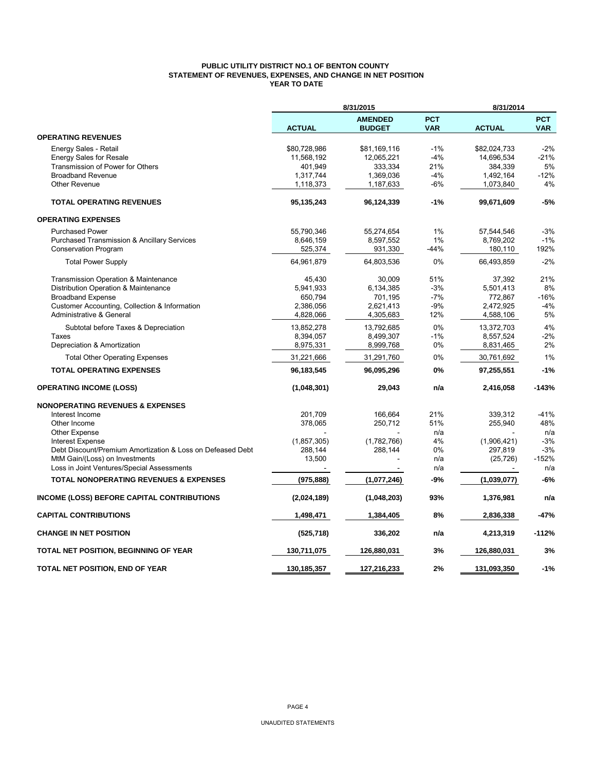**PUBLIC UTILITY DISTRICT NO.1 OF BENTON COUNTY**
**STATEMENT OF REVENUES, EXPENSES, AND CHANGE IN NET POSITION**
**YEAR TO DATE**

| | 8/31/2015 | | | 8/31/2014 | |
|---|---|---|---|---|---|
| | **ACTUAL** | **AMENDED BUDGET** | **PCT VAR** | **ACTUAL** | **PCT VAR** |
| **OPERATING REVENUES** | | | | | |
| Energy Sales - Retail | $80,728,986 | $81,169,116 | -1% | $82,024,733 | -2% |
| Energy Sales for Resale | 11,568,192 | 12,065,221 | -4% | 14,696,534 | -21% |
| Transmission of Power for Others | 401,949 | 333,334 | 21% | 384,339 | 5% |
| Broadband Revenue | 1,317,744 | 1,369,036 | -4% | 1,492,164 | -12% |
| Other Revenue | 1,118,373 | 1,187,633 | -6% | 1,073,840 | 4% |
| **TOTAL OPERATING REVENUES** | **95,135,243** | **96,124,339** | **-1%** | **99,671,609** | **-5%** |
| **OPERATING EXPENSES** | | | | | |
| Purchased Power | 55,790,346 | 55,274,654 | 1% | 57,544,546 | -3% |
| Purchased Transmission & Ancillary Services | 8,646,159 | 8,597,552 | 1% | 8,769,202 | -1% |
| Conservation Program | 525,374 | 931,330 | -44% | 180,110 | 192% |
| Total Power Supply | 64,961,879 | 64,803,536 | 0% | 66,493,859 | -2% |
| Transmission Operation & Maintenance | 45,430 | 30,009 | 51% | 37,392 | 21% |
| Distribution Operation & Maintenance | 5,941,933 | 6,134,385 | -3% | 5,501,413 | 8% |
| Broadband Expense | 650,794 | 701,195 | -7% | 772,867 | -16% |
| Customer Accounting, Collection & Information | 2,386,056 | 2,621,413 | -9% | 2,472,925 | -4% |
| Administrative & General | 4,828,066 | 4,305,683 | 12% | 4,588,106 | 5% |
| Subtotal before Taxes & Depreciation | 13,852,278 | 13,792,685 | 0% | 13,372,703 | 4% |
| Taxes | 8,394,057 | 8,499,307 | -1% | 8,557,524 | -2% |
| Depreciation & Amortization | 8,975,331 | 8,999,768 | 0% | 8,831,465 | 2% |
| Total Other Operating Expenses | 31,221,666 | 31,291,760 | 0% | 30,761,692 | 1% |
| **TOTAL OPERATING EXPENSES** | **96,183,545** | **96,095,296** | **0%** | **97,255,551** | **-1%** |
| **OPERATING INCOME (LOSS)** | **(1,048,301)** | **29,043** | **n/a** | **2,416,058** | **-143%** |
| **NONOPERATING REVENUES & EXPENSES** | | | | | |
| Interest Income | 201,709 | 166,664 | 21% | 339,312 | -41% |
| Other Income | 378,065 | 250,712 | 51% | 255,940 | 48% |
| Other Expense | - | - | n/a | - | n/a |
| Interest Expense | (1,857,305) | (1,782,766) | 4% | (1,906,421) | -3% |
| Debt Discount/Premium Amortization & Loss on Defeased Debt | 288,144 | 288,144 | 0% | 297,819 | -3% |
| MtM Gain/(Loss) on Investments | 13,500 | - | n/a | (25,726) | -152% |
| Loss in Joint Ventures/Special Assessments | - | - | n/a | - | n/a |
| **TOTAL NONOPERATING REVENUES & EXPENSES** | **(975,888)** | **(1,077,246)** | **-9%** | **(1,039,077)** | **-6%** |
| **INCOME (LOSS) BEFORE CAPITAL CONTRIBUTIONS** | **(2,024,189)** | **(1,048,203)** | **93%** | **1,376,981** | **n/a** |
| **CAPITAL CONTRIBUTIONS** | **1,498,471** | **1,384,405** | **8%** | **2,836,338** | **-47%** |
| **CHANGE IN NET POSITION** | **(525,718)** | **336,202** | **n/a** | **4,213,319** | **-112%** |
| **TOTAL NET POSITION, BEGINNING OF YEAR** | **130,711,075** | **126,880,031** | **3%** | **126,880,031** | **3%** |
| **TOTAL NET POSITION, END OF YEAR** | **130,185,357** | **127,216,233** | **2%** | **131,093,350** | **-1%** |

UNAUDITED STATEMENTS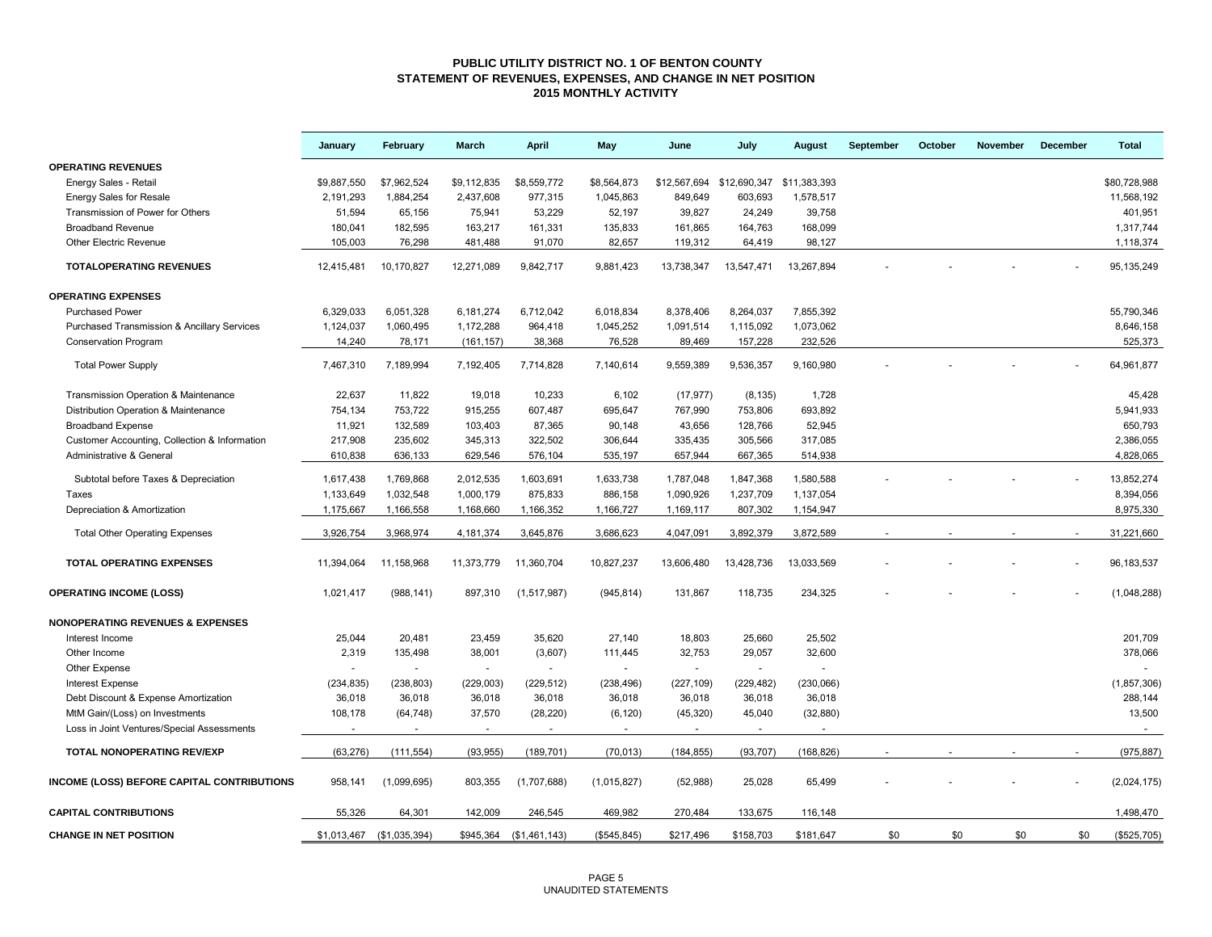# PUBLIC UTILITY DISTRICT NO. 1 OF BENTON COUNTY
## STATEMENT OF REVENUES, EXPENSES, AND CHANGE IN NET POSITION
## 2015 MONTHLY ACTIVITY

| | January | February | March | April | May | June | July | August | September | October | November | December | Total |
|---|---|---|---|---|---|---|---|---|---|---|---|---|---|
| **OPERATING REVENUES** | | | | | | | | | | | | | |
| Energy Sales - Retail | $9,887,550 | $7,962,524 | $9,112,835 | $8,559,772 | $8,564,873 | $12,567,694 | $12,690,347 | $11,383,393 | | | | | $80,728,988 |
| Energy Sales for Resale | 2,191,293 | 1,884,254 | 2,437,608 | 977,315 | 1,045,863 | 849,649 | 603,693 | 1,578,517 | | | | | 11,568,192 |
| Transmission of Power for Others | 51,594 | 65,156 | 75,941 | 53,229 | 52,197 | 39,827 | 24,249 | 39,758 | | | | | 401,951 |
| Broadband Revenue | 180,041 | 182,595 | 163,217 | 161,331 | 135,833 | 161,865 | 164,763 | 168,099 | | | | | 1,317,744 |
| Other Electric Revenue | 105,003 | 76,298 | 481,488 | 91,070 | 82,657 | 119,312 | 64,419 | 98,127 | | | | | 1,118,374 |
| **TOTALOPERATING REVENUES** | 12,415,481 | 10,170,827 | 12,271,089 | 9,842,717 | 9,881,423 | 13,738,347 | 13,547,471 | 13,267,894 | - | - | - | - | 95,135,249 |
| **OPERATING EXPENSES** | | | | | | | | | | | | | |
| Purchased Power | 6,329,033 | 6,051,328 | 6,181,274 | 6,712,042 | 6,018,834 | 8,378,406 | 8,264,037 | 7,855,392 | | | | | 55,790,346 |
| Purchased Transmission & Ancillary Services | 1,124,037 | 1,060,495 | 1,172,288 | 964,418 | 1,045,252 | 1,091,514 | 1,115,092 | 1,073,062 | | | | | 8,646,158 |
| Conservation Program | 14,240 | 78,171 | (161,157) | 38,368 | 76,528 | 89,469 | 157,228 | 232,526 | | | | | 525,373 |
| Total Power Supply | 7,467,310 | 7,189,994 | 7,192,405 | 7,714,828 | 7,140,614 | 9,559,389 | 9,536,357 | 9,160,980 | - | - | - | - | 64,961,877 |
| Transmission Operation & Maintenance | 22,637 | 11,822 | 19,018 | 10,233 | 6,102 | (17,977) | (8,135) | 1,728 | | | | | 45,428 |
| Distribution Operation & Maintenance | 754,134 | 753,722 | 915,255 | 607,487 | 695,647 | 767,990 | 753,806 | 693,892 | | | | | 5,941,933 |
| Broadband Expense | 11,921 | 132,589 | 103,403 | 87,365 | 90,148 | 43,656 | 128,766 | 52,945 | | | | | 650,793 |
| Customer Accounting, Collection & Information | 217,908 | 235,602 | 345,313 | 322,502 | 306,644 | 335,435 | 305,566 | 317,085 | | | | | 2,386,055 |
| Administrative & General | 610,838 | 636,133 | 629,546 | 576,104 | 535,197 | 657,944 | 667,365 | 514,938 | | | | | 4,828,065 |
| Subtotal before Taxes & Depreciation | 1,617,438 | 1,769,868 | 2,012,535 | 1,603,691 | 1,633,738 | 1,787,048 | 1,847,368 | 1,580,588 | - | - | - | - | 13,852,274 |
| Taxes | 1,133,649 | 1,032,548 | 1,000,179 | 875,833 | 886,158 | 1,090,926 | 1,237,709 | 1,137,054 | | | | | 8,394,056 |
| Depreciation & Amortization | 1,175,667 | 1,166,558 | 1,168,660 | 1,166,352 | 1,166,727 | 1,169,117 | 807,302 | 1,154,947 | | | | | 8,975,330 |
| Total Other Operating Expenses | 3,926,754 | 3,968,974 | 4,181,374 | 3,645,876 | 3,686,623 | 4,047,091 | 3,892,379 | 3,872,589 | - | - | - | - | 31,221,660 |
| **TOTAL OPERATING EXPENSES** | 11,394,064 | 11,158,968 | 11,373,779 | 11,360,704 | 10,827,237 | 13,606,480 | 13,428,736 | 13,033,569 | - | - | - | - | 96,183,537 |
| **OPERATING INCOME (LOSS)** | 1,021,417 | (988,141) | 897,310 | (1,517,987) | (945,814) | 131,867 | 118,735 | 234,325 | - | - | - | - | (1,048,288) |
| **NONOPERATING REVENUES & EXPENSES** | | | | | | | | | | | | | |
| Interest Income | 25,044 | 20,481 | 23,459 | 35,620 | 27,140 | 18,803 | 25,660 | 25,502 | | | | | 201,709 |
| Other Income | 2,319 | 135,498 | 38,001 | (3,607) | 111,445 | 32,753 | 29,057 | 32,600 | | | | | 378,066 |
| Other Expense | - | - | - | - | - | - | - | - | | | | | - |
| Interest Expense | (234,835) | (238,803) | (229,003) | (229,512) | (238,496) | (227,109) | (229,482) | (230,066) | | | | | (1,857,306) |
| Debt Discount & Expense Amortization | 36,018 | 36,018 | 36,018 | 36,018 | 36,018 | 36,018 | 36,018 | 36,018 | | | | | 288,144 |
| MtM Gain/(Loss) on Investments | 108,178 | (64,748) | 37,570 | (28,220) | (6,120) | (45,320) | 45,040 | (32,880) | | | | | 13,500 |
| Loss in Joint Ventures/Special Assessments | - | - | - | - | - | - | - | - | | | | | - |
| **TOTAL NONOPERATING REV/EXP** | (63,276) | (111,554) | (93,955) | (189,701) | (70,013) | (184,855) | (93,707) | (168,826) | - | - | - | - | (975,887) |
| **INCOME (LOSS) BEFORE CAPITAL CONTRIBUTIONS** | 958,141 | (1,099,695) | 803,355 | (1,707,688) | (1,015,827) | (52,988) | 25,028 | 65,499 | - | - | - | - | (2,024,175) |
| **CAPITAL CONTRIBUTIONS** | 55,326 | 64,301 | 142,009 | 246,545 | 469,982 | 270,484 | 133,675 | 116,148 | | | | | 1,498,470 |
| **CHANGE IN NET POSITION** | $1,013,467 | ($1,035,394) | $945,364 | ($1,461,143) | ($545,845) | $217,496 | $158,703 | $181,647 | $0 | $0 | $0 | $0 | ($525,705) |

UNAUDITED STATEMENTS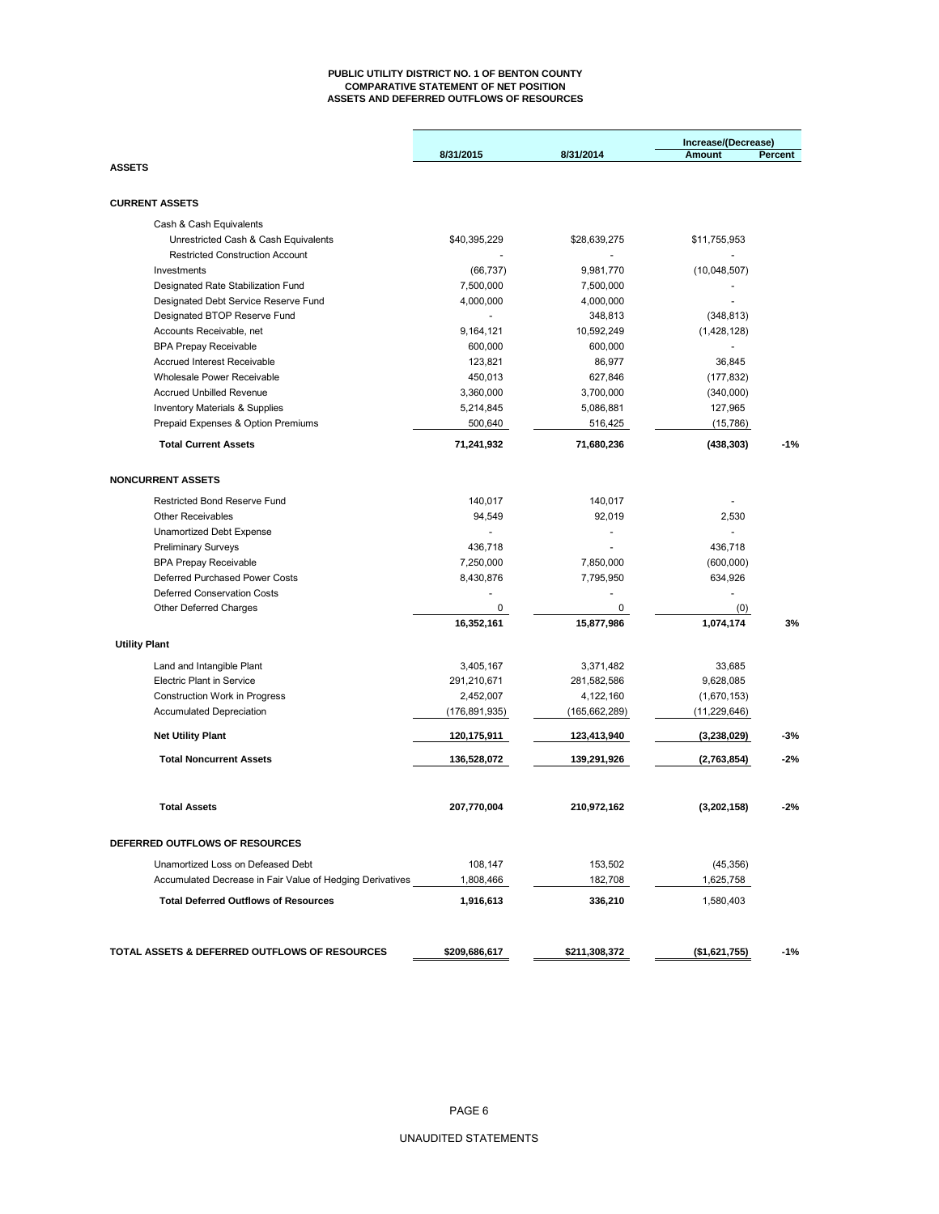# PUBLIC UTILITY DISTRICT NO. 1 OF BENTON COUNTY
## COMPARATIVE STATEMENT OF NET POSITION
## ASSETS AND DEFERRED OUTFLOWS OF RESOURCES

| | 8/31/2015 | 8/31/2014 | Increase/(Decrease) Amount | Percent |
|---|---|---|---|---|
| **ASSETS** | | | | |
| **CURRENT ASSETS** | | | | |
| Cash & Cash Equivalents | | | | |
| Unrestricted Cash & Cash Equivalents | $40,395,229 | $28,639,275 | $11,755,953 | |
| Restricted Construction Account | - | - | - | |
| Investments | (66,737) | 9,981,770 | (10,048,507) | |
| Designated Rate Stabilization Fund | 7,500,000 | 7,500,000 | - | |
| Designated Debt Service Reserve Fund | 4,000,000 | 4,000,000 | - | |
| Designated BTOP Reserve Fund | - | 348,813 | (348,813) | |
| Accounts Receivable, net | 9,164,121 | 10,592,249 | (1,428,128) | |
| BPA Prepay Receivable | 600,000 | 600,000 | - | |
| Accrued Interest Receivable | 123,821 | 86,977 | 36,845 | |
| Wholesale Power Receivable | 450,013 | 627,846 | (177,832) | |
| Accrued Unbilled Revenue | 3,360,000 | 3,700,000 | (340,000) | |
| Inventory Materials & Supplies | 5,214,845 | 5,086,881 | 127,965 | |
| Prepaid Expenses & Option Premiums | 500,640 | 516,425 | (15,786) | |
| **Total Current Assets** | **71,241,932** | **71,680,236** | **(438,303)** | **-1%** |
| **NONCURRENT ASSETS** | | | | |
| Restricted Bond Reserve Fund | 140,017 | 140,017 | - | |
| Other Receivables | 94,549 | 92,019 | 2,530 | |
| Unamortized Debt Expense | - | - | - | |
| Preliminary Surveys | 436,718 | - | 436,718 | |
| BPA Prepay Receivable | 7,250,000 | 7,850,000 | (600,000) | |
| Deferred Purchased Power Costs | 8,430,876 | 7,795,950 | 634,926 | |
| Deferred Conservation Costs | - | - | - | |
| Other Deferred Charges | 0 | 0 | (0) | |
| | **16,352,161** | **15,877,986** | **1,074,174** | **3%** |
| **Utility Plant** | | | | |
| Land and Intangible Plant | 3,405,167 | 3,371,482 | 33,685 | |
| Electric Plant in Service | 291,210,671 | 281,582,586 | 9,628,085 | |
| Construction Work in Progress | 2,452,007 | 4,122,160 | (1,670,153) | |
| Accumulated Depreciation | (176,891,935) | (165,662,289) | (11,229,646) | |
| **Net Utility Plant** | **120,175,911** | **123,413,940** | **(3,238,029)** | **-3%** |
| **Total Noncurrent Assets** | **136,528,072** | **139,291,926** | **(2,763,854)** | **-2%** |
| **Total Assets** | **207,770,004** | **210,972,162** | **(3,202,158)** | **-2%** |
| **DEFERRED OUTFLOWS OF RESOURCES** | | | | |
| Unamortized Loss on Defeased Debt | 108,147 | 153,502 | (45,356) | |
| Accumulated Decrease in Fair Value of Hedging Derivatives | 1,808,466 | 182,708 | 1,625,758 | |
| **Total Deferred Outflows of Resources** | **1,916,613** | **336,210** | 1,580,403 | |
| **TOTAL ASSETS & DEFERRED OUTFLOWS OF RESOURCES** | **\$209,686,617** | **\$211,308,372** | **(\$1,621,755)** | **-1%** |

UNAUDITED STATEMENTS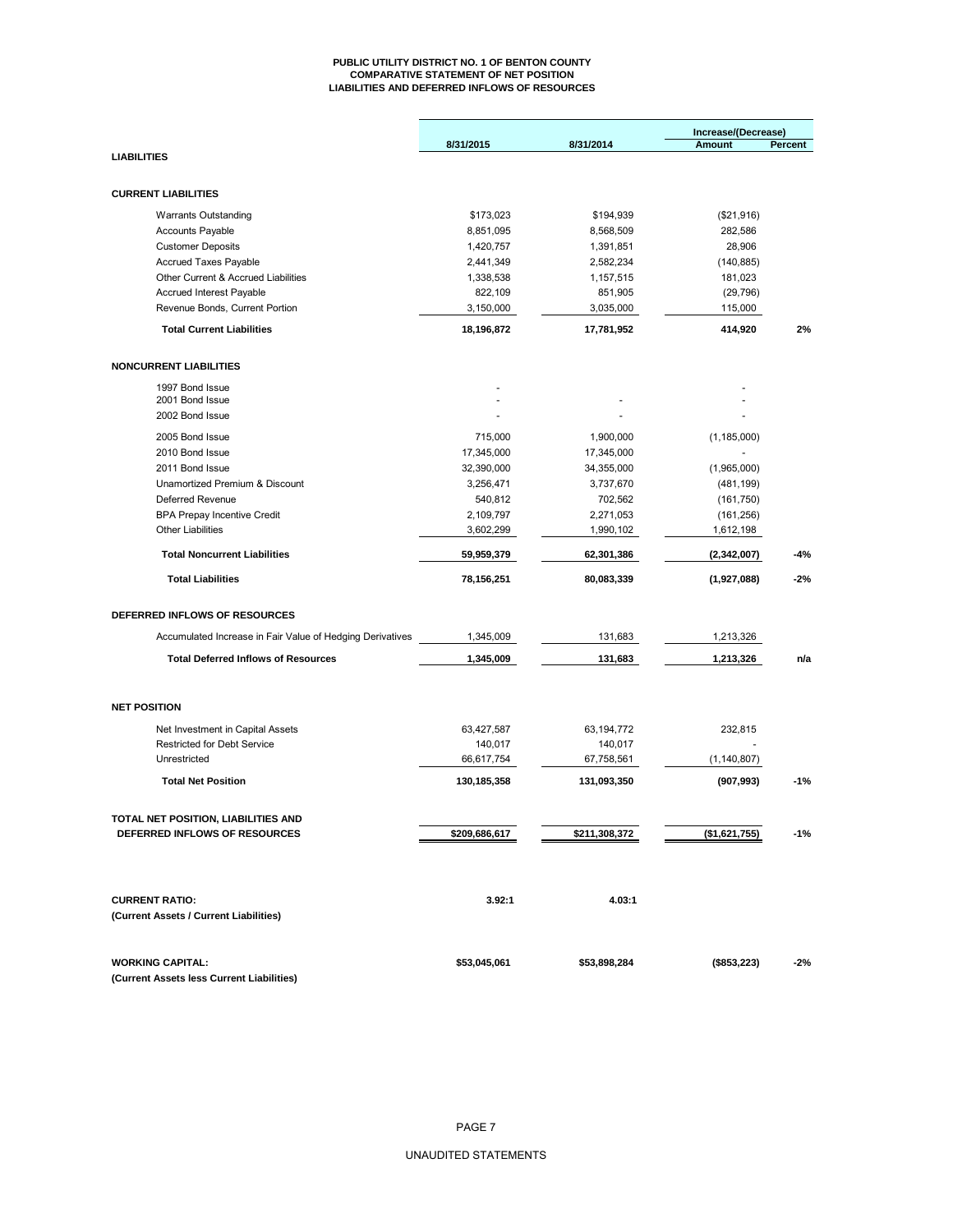# PUBLIC UTILITY DISTRICT NO. 1 OF BENTON COUNTY
## COMPARATIVE STATEMENT OF NET POSITION
## LIABILITIES AND DEFERRED INFLOWS OF RESOURCES

| | 8/31/2015 | 8/31/2014 | Increase/(Decrease) Amount | Percent |
|---|---|---|---|---|
| **LIABILITIES** | | | | |
| **CURRENT LIABILITIES** | | | | |
| Warrants Outstanding | $173,023 | $194,939 | ($21,916) | |
| Accounts Payable | 8,851,095 | 8,568,509 | 282,586 | |
| Customer Deposits | 1,420,757 | 1,391,851 | 28,906 | |
| Accrued Taxes Payable | 2,441,349 | 2,582,234 | (140,885) | |
| Other Current & Accrued Liabilities | 1,338,538 | 1,157,515 | 181,023 | |
| Accrued Interest Payable | 822,109 | 851,905 | (29,796) | |
| Revenue Bonds, Current Portion | 3,150,000 | 3,035,000 | 115,000 | |
| **Total Current Liabilities** | **18,196,872** | **17,781,952** | **414,920** | **2%** |
| **NONCURRENT LIABILITIES** | | | | |
| 1997 Bond Issue | - | | - | |
| 2001 Bond Issue | - | - | - | |
| 2002 Bond Issue | - | - | - | |
| 2005 Bond Issue | 715,000 | 1,900,000 | (1,185,000) | |
| 2010 Bond Issue | 17,345,000 | 17,345,000 | - | |
| 2011 Bond Issue | 32,390,000 | 34,355,000 | (1,965,000) | |
| Unamortized Premium & Discount | 3,256,471 | 3,737,670 | (481,199) | |
| Deferred Revenue | 540,812 | 702,562 | (161,750) | |
| BPA Prepay Incentive Credit | 2,109,797 | 2,271,053 | (161,256) | |
| Other Liabilities | 3,602,299 | 1,990,102 | 1,612,198 | |
| **Total Noncurrent Liabilities** | **59,959,379** | **62,301,386** | **(2,342,007)** | **-4%** |
| **Total Liabilities** | **78,156,251** | **80,083,339** | **(1,927,088)** | **-2%** |
| **DEFERRED INFLOWS OF RESOURCES** | | | | |
| Accumulated Increase in Fair Value of Hedging Derivatives | 1,345,009 | 131,683 | 1,213,326 | |
| **Total Deferred Inflows of Resources** | **1,345,009** | **131,683** | **1,213,326** | **n/a** |
| **NET POSITION** | | | | |
| Net Investment in Capital Assets | 63,427,587 | 63,194,772 | 232,815 | |
| Restricted for Debt Service | 140,017 | 140,017 | - | |
| Unrestricted | 66,617,754 | 67,758,561 | (1,140,807) | |
| **Total Net Position** | **130,185,358** | **131,093,350** | **(907,993)** | **-1%** |
| **TOTAL NET POSITION, LIABILITIES AND DEFERRED INFLOWS OF RESOURCES** | **$209,686,617** | **$211,308,372** | **($1,621,755)** | **-1%** |
| **CURRENT RATIO:** (Current Assets / Current Liabilities) | **3.92:1** | **4.03:1** | | |
| **WORKING CAPITAL:** (Current Assets less Current Liabilities) | **$53,045,061** | **$53,898,284** | **($853,223)** | **-2%** |

UNAUDITED STATEMENTS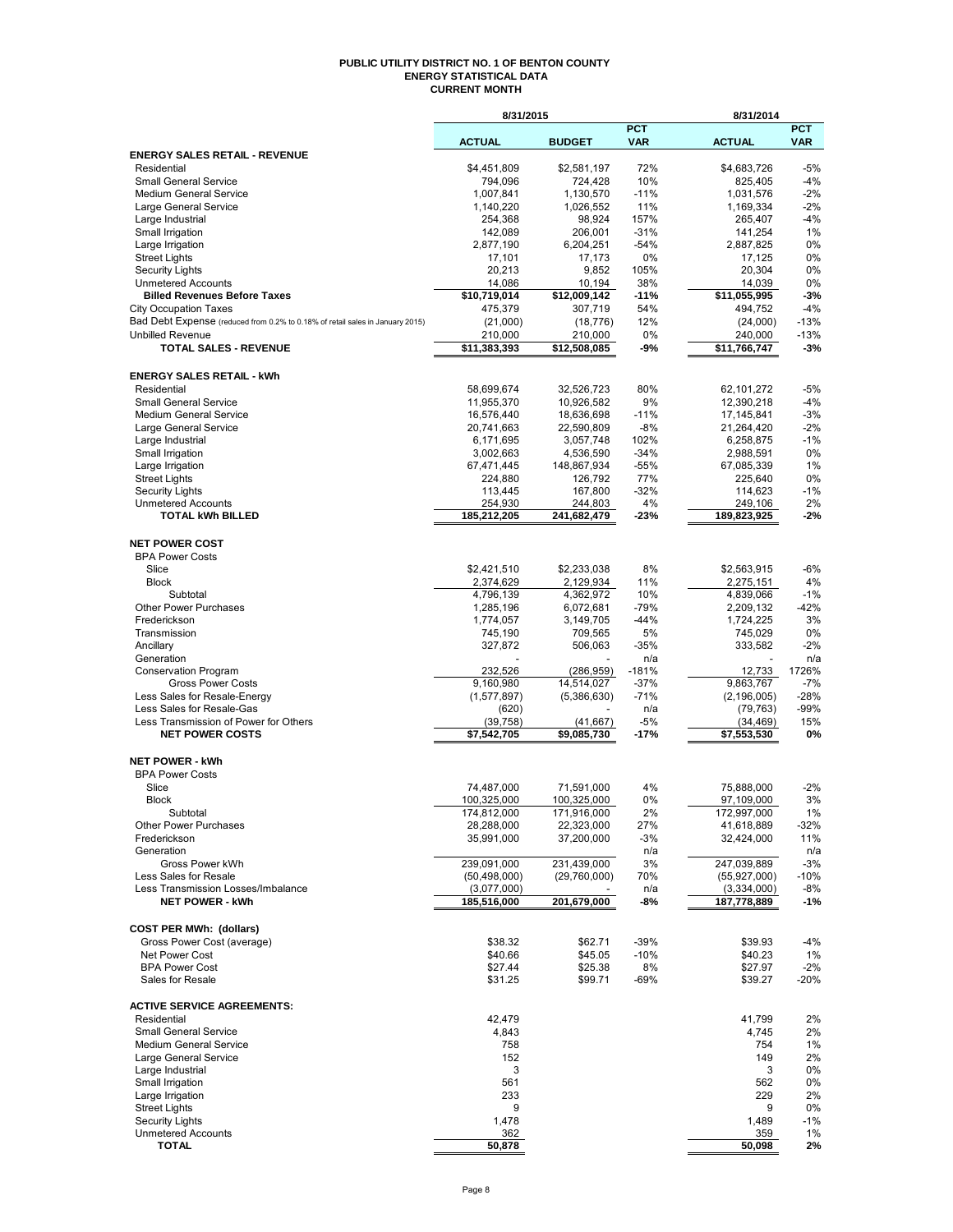# PUBLIC UTILITY DISTRICT NO. 1 OF BENTON COUNTY
## ENERGY STATISTICAL DATA
### CURRENT MONTH

| | 8/31/2015 | | | 8/31/2014 | |
|---|---|---|---|---|---|
| | ACTUAL | BUDGET | PCT VAR | ACTUAL | PCT VAR |
| **ENERGY SALES RETAIL - REVENUE** | | | | | |
| Residential | $4,451,809 | $2,581,197 | 72% | $4,683,726 | -5% |
| Small General Service | 794,096 | 724,428 | 10% | 825,405 | -4% |
| Medium General Service | 1,007,841 | 1,130,570 | -11% | 1,031,576 | -2% |
| Large General Service | 1,140,220 | 1,026,552 | 11% | 1,169,334 | -2% |
| Large Industrial | 254,368 | 98,924 | 157% | 265,407 | -4% |
| Small Irrigation | 142,089 | 206,001 | -31% | 141,254 | 1% |
| Large Irrigation | 2,877,190 | 6,204,251 | -54% | 2,887,825 | 0% |
| Street Lights | 17,101 | 17,173 | 0% | 17,125 | 0% |
| Security Lights | 20,213 | 9,852 | 105% | 20,304 | 0% |
| Unmetered Accounts | 14,086 | 10,194 | 38% | 14,039 | 0% |
| **Billed Revenues Before Taxes** | **$10,719,014** | **$12,009,142** | **-11%** | **$11,055,995** | **-3%** |
| City Occupation Taxes | 475,379 | 307,719 | 54% | 494,752 | -4% |
| Bad Debt Expense (reduced from 0.2% to 0.18% of retail sales in January 2015) | (21,000) | (18,776) | 12% | (24,000) | -13% |
| Unbilled Revenue | 210,000 | 210,000 | 0% | 240,000 | -13% |
| **TOTAL SALES - REVENUE** | **$11,383,393** | **$12,508,085** | **-9%** | **$11,766,747** | **-3%** |
| | | | | | |
| **ENERGY SALES RETAIL - kWh** | | | | | |
| Residential | 58,699,674 | 32,526,723 | 80% | 62,101,272 | -5% |
| Small General Service | 11,955,370 | 10,926,582 | 9% | 12,390,218 | -4% |
| Medium General Service | 16,576,440 | 18,636,698 | -11% | 17,145,841 | -3% |
| Large General Service | 20,741,663 | 22,590,809 | -8% | 21,264,420 | -2% |
| Large Industrial | 6,171,695 | 3,057,748 | 102% | 6,258,875 | -1% |
| Small Irrigation | 3,002,663 | 4,536,590 | -34% | 2,988,591 | 0% |
| Large Irrigation | 67,471,445 | 148,867,934 | -55% | 67,085,339 | 1% |
| Street Lights | 224,880 | 126,792 | 77% | 225,640 | 0% |
| Security Lights | 113,445 | 167,800 | -32% | 114,623 | -1% |
| Unmetered Accounts | 254,930 | 244,803 | 4% | 249,106 | 2% |
| **TOTAL kWh BILLED** | **185,212,205** | **241,682,479** | **-23%** | **189,823,925** | **-2%** |
| | | | | | |
| **NET POWER COST** | | | | | |
| BPA Power Costs | | | | | |
| Slice | $2,421,510 | $2,233,038 | 8% | $2,563,915 | -6% |
| Block | 2,374,629 | 2,129,934 | 11% | 2,275,151 | 4% |
| Subtotal | 4,796,139 | 4,362,972 | 10% | 4,839,066 | -1% |
| Other Power Purchases | 1,285,196 | 6,072,681 | -79% | 2,209,132 | -42% |
| Frederickson | 1,774,057 | 3,149,705 | -44% | 1,724,225 | 3% |
| Transmission | 745,190 | 709,565 | 5% | 745,029 | 0% |
| Ancillary | 327,872 | 506,063 | -35% | 333,582 | -2% |
| Generation | - | - | n/a | - | n/a |
| Conservation Program | 232,526 | (286,959) | -181% | 12,733 | 1726% |
| Gross Power Costs | 9,160,980 | 14,514,027 | -37% | 9,863,767 | -7% |
| Less Sales for Resale-Energy | (1,577,897) | (5,386,630) | -71% | (2,196,005) | -28% |
| Less Sales for Resale-Gas | (620) | - | n/a | (79,763) | -99% |
| Less Transmission of Power for Others | (39,758) | (41,667) | -5% | (34,469) | 15% |
| **NET POWER COSTS** | **$7,542,705** | **$9,085,730** | **-17%** | **$7,553,530** | **0%** |
| | | | | | |
| **NET POWER - kWh** | | | | | |
| BPA Power Costs | | | | | |
| Slice | 74,487,000 | 71,591,000 | 4% | 75,888,000 | -2% |
| Block | 100,325,000 | 100,325,000 | 0% | 97,109,000 | 3% |
| Subtotal | 174,812,000 | 171,916,000 | 2% | 172,997,000 | 1% |
| Other Power Purchases | 28,288,000 | 22,323,000 | 27% | 41,618,889 | -32% |
| Frederickson | 35,991,000 | 37,200,000 | -3% | 32,424,000 | 11% |
| Generation | | | n/a | | n/a |
| Gross Power kWh | 239,091,000 | 231,439,000 | 3% | 247,039,889 | -3% |
| Less Sales for Resale | (50,498,000) | (29,760,000) | 70% | (55,927,000) | -10% |
| Less Transmission Losses/Imbalance | (3,077,000) | - | n/a | (3,334,000) | -8% |
| **NET POWER - kWh** | **185,516,000** | **201,679,000** | **-8%** | **187,778,889** | **-1%** |
| | | | | | |
| **COST PER MWh: (dollars)** | | | | | |
| Gross Power Cost (average) | $38.32 | $62.71 | -39% | $39.93 | -4% |
| Net Power Cost | $40.66 | $45.05 | -10% | $40.23 | 1% |
| BPA Power Cost | $27.44 | $25.38 | 8% | $27.97 | -2% |
| Sales for Resale | $31.25 | $99.71 | -69% | $39.27 | -20% |
| | | | | | |
| **ACTIVE SERVICE AGREEMENTS:** | | | | | |
| Residential | 42,479 | | | 41,799 | 2% |
| Small General Service | 4,843 | | | 4,745 | 2% |
| Medium General Service | 758 | | | 754 | 1% |
| Large General Service | 152 | | | 149 | 2% |
| Large Industrial | 3 | | | 3 | 0% |
| Small Irrigation | 561 | | | 562 | 0% |
| Large Irrigation | 233 | | | 229 | 2% |
| Street Lights | 9 | | | 9 | 0% |
| Security Lights | 1,478 | | | 1,489 | -1% |
| Unmetered Accounts | 362 | | | 359 | 1% |
| **TOTAL** | **50,878** | | | **50,098** | **2%** |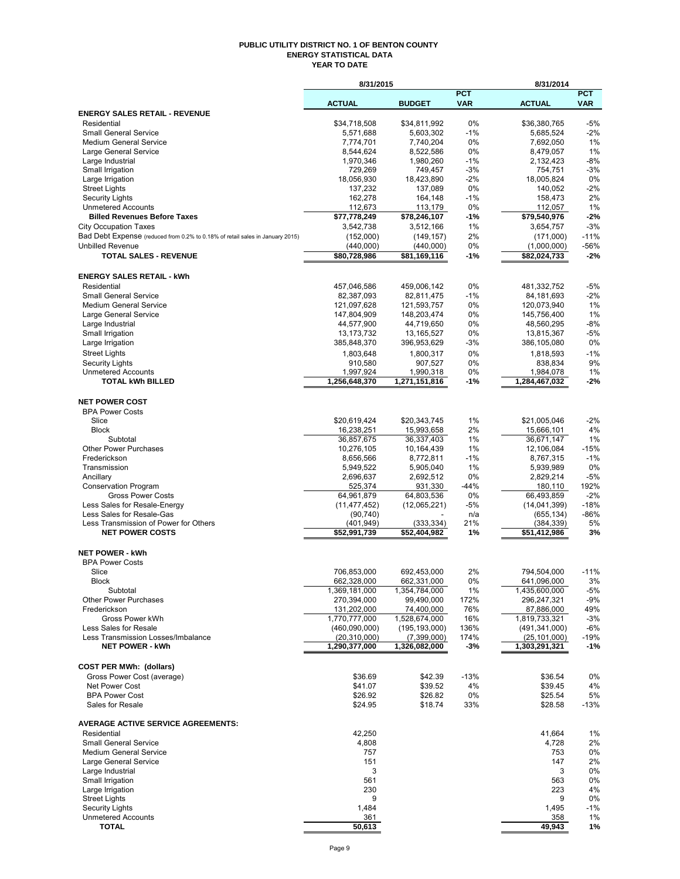# PUBLIC UTILITY DISTRICT NO. 1 OF BENTON COUNTY
## ENERGY STATISTICAL DATA
### YEAR TO DATE

| | 8/31/2015 | | | 8/31/2014 | |
|---|---|---|---|---|---|
| | ACTUAL | BUDGET | PCT VAR | ACTUAL | PCT VAR |
| **ENERGY SALES RETAIL - REVENUE** | | | | | |
| Residential | $34,718,508 | $34,811,992 | 0% | $36,380,765 | -5% |
| Small General Service | 5,571,688 | 5,603,302 | -1% | 5,685,524 | -2% |
| Medium General Service | 7,774,701 | 7,740,204 | 0% | 7,692,050 | 1% |
| Large General Service | 8,544,624 | 8,522,586 | 0% | 8,479,057 | 1% |
| Large Industrial | 1,970,346 | 1,980,260 | -1% | 2,132,423 | -8% |
| Small Irrigation | 729,269 | 749,457 | -3% | 754,751 | -3% |
| Large Irrigation | 18,056,930 | 18,423,890 | -2% | 18,005,824 | 0% |
| Street Lights | 137,232 | 137,089 | 0% | 140,052 | -2% |
| Security Lights | 162,278 | 164,148 | -1% | 158,473 | 2% |
| Unmetered Accounts | 112,673 | 113,179 | 0% | 112,057 | 1% |
| **Billed Revenues Before Taxes** | **$77,778,249** | **$78,246,107** | **-1%** | **$79,540,976** | **-2%** |
| City Occupation Taxes | 3,542,738 | 3,512,166 | 1% | 3,654,757 | -3% |
| Bad Debt Expense (reduced from 0.2% to 0.18% of retail sales in January 2015) | (152,000) | (149,157) | 2% | (171,000) | -11% |
| Unbilled Revenue | (440,000) | (440,000) | 0% | (1,000,000) | -56% |
| **TOTAL SALES - REVENUE** | **$80,728,986** | **$81,169,116** | **-1%** | **$82,024,733** | **-2%** |
| **ENERGY SALES RETAIL - kWh** | | | | | |
| Residential | 457,046,586 | 459,006,142 | 0% | 481,332,752 | -5% |
| Small General Service | 82,387,093 | 82,811,475 | -1% | 84,181,693 | -2% |
| Medium General Service | 121,097,628 | 121,593,757 | 0% | 120,073,940 | 1% |
| Large General Service | 147,804,909 | 148,203,474 | 0% | 145,756,400 | 1% |
| Large Industrial | 44,577,900 | 44,719,650 | 0% | 48,560,295 | -8% |
| Small Irrigation | 13,173,732 | 13,165,527 | 0% | 13,815,367 | -5% |
| Large Irrigation | 385,848,370 | 396,953,629 | -3% | 386,105,080 | 0% |
| Street Lights | 1,803,648 | 1,800,317 | 0% | 1,818,593 | -1% |
| Security Lights | 910,580 | 907,527 | 0% | 838,834 | 9% |
| Unmetered Accounts | 1,997,924 | 1,990,318 | 0% | 1,984,078 | 1% |
| **TOTAL kWh BILLED** | **1,256,648,370** | **1,271,151,816** | **-1%** | **1,284,467,032** | **-2%** |
| **NET POWER COST** | | | | | |
| BPA Power Costs | | | | | |
| Slice | $20,619,424 | $20,343,745 | 1% | $21,005,046 | -2% |
| Block | 16,238,251 | 15,993,658 | 2% | 15,666,101 | 4% |
| Subtotal | 36,857,675 | 36,337,403 | 1% | 36,671,147 | 1% |
| Other Power Purchases | 10,276,105 | 10,164,439 | 1% | 12,106,084 | -15% |
| Frederickson | 8,656,566 | 8,772,811 | -1% | 8,767,315 | -1% |
| Transmission | 5,949,522 | 5,905,040 | 1% | 5,939,989 | 0% |
| Ancillary | 2,696,637 | 2,692,512 | 0% | 2,829,214 | -5% |
| Conservation Program | 525,374 | 931,330 | -44% | 180,110 | 192% |
| Gross Power Costs | 64,961,879 | 64,803,536 | 0% | 66,493,859 | -2% |
| Less Sales for Resale-Energy | (11,477,452) | (12,065,221) | -5% | (14,041,399) | -18% |
| Less Sales for Resale-Gas | (90,740) | - | n/a | (655,134) | -86% |
| Less Transmission of Power for Others | (401,949) | (333,334) | 21% | (384,339) | 5% |
| **NET POWER COSTS** | **$52,991,739** | **$52,404,982** | **1%** | **$51,412,986** | **3%** |
| **NET POWER - kWh** | | | | | |
| BPA Power Costs | | | | | |
| Slice | 706,853,000 | 692,453,000 | 2% | 794,504,000 | -11% |
| Block | 662,328,000 | 662,331,000 | 0% | 641,096,000 | 3% |
| Subtotal | 1,369,181,000 | 1,354,784,000 | 1% | 1,435,600,000 | -5% |
| Other Power Purchases | 270,394,000 | 99,490,000 | 172% | 296,247,321 | -9% |
| Frederickson | 131,202,000 | 74,400,000 | 76% | 87,886,000 | 49% |
| Gross Power kWh | 1,770,777,000 | 1,528,674,000 | 16% | 1,819,733,321 | -3% |
| Less Sales for Resale | (460,090,000) | (195,193,000) | 136% | (491,341,000) | -6% |
| Less Transmission Losses/Imbalance | (20,310,000) | (7,399,000) | 174% | (25,101,000) | -19% |
| **NET POWER - kWh** | **1,290,377,000** | **1,326,082,000** | **-3%** | **1,303,291,321** | **-1%** |
| **COST PER MWh: (dollars)** | | | | | |
| Gross Power Cost (average) | $36.69 | $42.39 | -13% | $36.54 | 0% |
| Net Power Cost | $41.07 | $39.52 | 4% | $39.45 | 4% |
| BPA Power Cost | $26.92 | $26.82 | 0% | $25.54 | 5% |
| Sales for Resale | $24.95 | $18.74 | 33% | $28.58 | -13% |
| **AVERAGE ACTIVE SERVICE AGREEMENTS:** | | | | | |
| Residential | 42,250 | | | 41,664 | 1% |
| Small General Service | 4,808 | | | 4,728 | 2% |
| Medium General Service | 757 | | | 753 | 0% |
| Large General Service | 151 | | | 147 | 2% |
| Large Industrial | 3 | | | 3 | 0% |
| Small Irrigation | 561 | | | 563 | 0% |
| Large Irrigation | 230 | | | 223 | 4% |
| Street Lights | 9 | | | 9 | 0% |
| Security Lights | 1,484 | | | 1,495 | -1% |
| Unmetered Accounts | 361 | | | 358 | 1% |
| **TOTAL** | **50,613** | | | **49,943** | **1%** |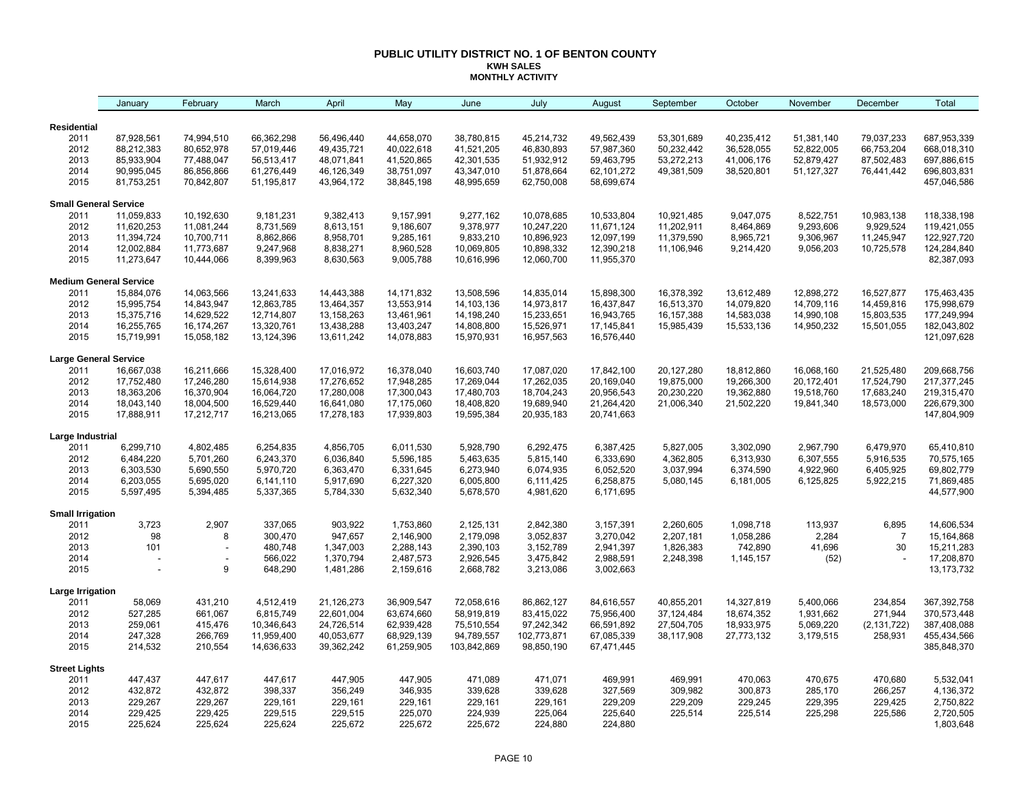# PUBLIC UTILITY DISTRICT NO. 1 OF BENTON COUNTY

**KWH SALES**

**MONTHLY ACTIVITY**

| | January | February | March | April | May | June | July | August | September | October | November | December | Total |
|---|---|---|---|---|---|---|---|---|---|---|---|---|---|
| **Residential** | | | | | | | | | | | | | |
| 2011 | 87,928,561 | 74,994,510 | 66,362,298 | 56,496,440 | 44,658,070 | 38,780,815 | 45,214,732 | 49,562,439 | 53,301,689 | 40,235,412 | 51,381,140 | 79,037,233 | 687,953,339 |
| 2012 | 88,212,383 | 80,652,978 | 57,019,446 | 49,435,721 | 40,022,618 | 41,521,205 | 46,830,893 | 57,987,360 | 50,232,442 | 36,528,055 | 52,822,005 | 66,753,204 | 668,018,310 |
| 2013 | 85,933,904 | 77,488,047 | 56,513,417 | 48,071,841 | 41,520,865 | 42,301,535 | 51,932,912 | 59,463,795 | 53,272,213 | 41,006,176 | 52,879,427 | 87,502,483 | 697,886,615 |
| 2014 | 90,995,045 | 86,856,866 | 61,276,449 | 46,126,349 | 38,751,097 | 43,347,010 | 51,878,664 | 62,101,272 | 49,381,509 | 38,520,801 | 51,127,327 | 76,441,442 | 696,803,831 |
| 2015 | 81,753,251 | 70,842,807 | 51,195,817 | 43,964,172 | 38,845,198 | 48,995,659 | 62,750,008 | 58,699,674 | | | | | 457,046,586 |
| **Small General Service** | | | | | | | | | | | | | |
| 2011 | 11,059,833 | 10,192,630 | 9,181,231 | 9,382,413 | 9,157,991 | 9,277,162 | 10,078,685 | 10,533,804 | 10,921,485 | 9,047,075 | 8,522,751 | 10,983,138 | 118,338,198 |
| 2012 | 11,620,253 | 11,081,244 | 8,731,569 | 8,613,151 | 9,186,607 | 9,378,977 | 10,247,220 | 11,671,124 | 11,202,911 | 8,464,869 | 9,293,606 | 9,929,524 | 119,421,055 |
| 2013 | 11,394,724 | 10,700,711 | 8,862,866 | 8,958,701 | 9,285,161 | 9,833,210 | 10,896,923 | 12,097,199 | 11,379,590 | 8,965,721 | 9,306,967 | 11,245,947 | 122,927,720 |
| 2014 | 12,002,884 | 11,773,687 | 9,247,968 | 8,838,271 | 8,960,528 | 10,069,805 | 10,898,332 | 12,390,218 | 11,106,946 | 9,214,420 | 9,056,203 | 10,725,578 | 124,284,840 |
| 2015 | 11,273,647 | 10,444,066 | 8,399,963 | 8,630,563 | 9,005,788 | 10,616,996 | 12,060,700 | 11,955,370 | | | | | 82,387,093 |
| **Medium General Service** | | | | | | | | | | | | | |
| 2011 | 15,884,076 | 14,063,566 | 13,241,633 | 14,443,388 | 14,171,832 | 13,508,596 | 14,835,014 | 15,898,300 | 16,378,392 | 13,612,489 | 12,898,272 | 16,527,877 | 175,463,435 |
| 2012 | 15,995,754 | 14,843,947 | 12,863,785 | 13,464,357 | 13,553,914 | 14,103,136 | 14,973,817 | 16,437,847 | 16,513,370 | 14,079,820 | 14,709,116 | 14,459,816 | 175,998,679 |
| 2013 | 15,375,716 | 14,629,522 | 12,714,807 | 13,158,263 | 13,461,961 | 14,198,240 | 15,233,651 | 16,943,765 | 16,157,388 | 14,583,038 | 14,990,108 | 15,803,535 | 177,249,994 |
| 2014 | 16,255,765 | 16,174,267 | 13,320,761 | 13,438,288 | 13,403,247 | 14,808,800 | 15,526,971 | 17,145,841 | 15,985,439 | 15,533,136 | 14,950,232 | 15,501,055 | 182,043,802 |
| 2015 | 15,719,991 | 15,058,182 | 13,124,396 | 13,611,242 | 14,078,883 | 15,970,931 | 16,957,563 | 16,576,440 | | | | | 121,097,628 |
| **Large General Service** | | | | | | | | | | | | | |
| 2011 | 16,667,038 | 16,211,666 | 15,328,400 | 17,016,972 | 16,378,040 | 16,603,740 | 17,087,020 | 17,842,100 | 20,127,280 | 18,812,860 | 16,068,160 | 21,525,480 | 209,668,756 |
| 2012 | 17,752,480 | 17,246,280 | 15,614,938 | 17,276,652 | 17,948,285 | 17,269,044 | 17,262,035 | 20,169,040 | 19,875,000 | 19,266,300 | 20,172,401 | 17,524,790 | 217,377,245 |
| 2013 | 18,363,206 | 16,370,904 | 16,064,720 | 17,280,008 | 17,300,043 | 17,480,703 | 18,704,243 | 20,956,543 | 20,230,220 | 19,362,880 | 19,518,760 | 17,683,240 | 219,315,470 |
| 2014 | 18,043,140 | 18,004,500 | 16,529,440 | 16,641,080 | 17,175,060 | 18,408,820 | 19,689,940 | 21,264,420 | 21,006,340 | 21,502,220 | 19,841,340 | 18,573,000 | 226,679,300 |
| 2015 | 17,888,911 | 17,212,717 | 16,213,065 | 17,278,183 | 17,939,803 | 19,595,384 | 20,935,183 | 20,741,663 | | | | | 147,804,909 |
| **Large Industrial** | | | | | | | | | | | | | |
| 2011 | 6,299,710 | 4,802,485 | 6,254,835 | 4,856,705 | 6,011,530 | 5,928,790 | 6,292,475 | 6,387,425 | 5,827,005 | 3,302,090 | 2,967,790 | 6,479,970 | 65,410,810 |
| 2012 | 6,484,220 | 5,701,260 | 6,243,370 | 6,036,840 | 5,596,185 | 5,463,635 | 5,815,140 | 6,333,690 | 4,362,805 | 6,313,930 | 6,307,555 | 5,916,535 | 70,575,165 |
| 2013 | 6,303,530 | 5,690,550 | 5,970,720 | 6,363,470 | 6,331,645 | 6,273,940 | 6,074,935 | 6,052,520 | 3,037,994 | 6,374,590 | 4,922,960 | 6,405,925 | 69,802,779 |
| 2014 | 6,203,055 | 5,695,020 | 6,141,110 | 5,917,690 | 6,227,320 | 6,005,800 | 6,111,425 | 6,258,875 | 5,080,145 | 6,181,005 | 6,125,825 | 5,922,215 | 71,869,485 |
| 2015 | 5,597,495 | 5,394,485 | 5,337,365 | 5,784,330 | 5,632,340 | 5,678,570 | 4,981,620 | 6,171,695 | | | | | 44,577,900 |
| **Small Irrigation** | | | | | | | | | | | | | |
| 2011 | 3,723 | 2,907 | 337,065 | 903,922 | 1,753,860 | 2,125,131 | 2,842,380 | 3,157,391 | 2,260,605 | 1,098,718 | 113,937 | 6,895 | 14,606,534 |
| 2012 | 98 | 8 | 300,470 | 947,657 | 2,146,900 | 2,179,098 | 3,052,837 | 3,270,042 | 2,207,181 | 1,058,286 | 2,284 | 7 | 15,164,868 |
| 2013 | 101 | - | 480,748 | 1,347,003 | 2,288,143 | 2,390,103 | 3,152,789 | 2,941,397 | 1,826,383 | 742,890 | 41,696 | 30 | 15,211,283 |
| 2014 | - | - | 566,022 | 1,370,794 | 2,487,573 | 2,926,545 | 3,475,842 | 2,988,591 | 2,248,398 | 1,145,157 | (52) | - | 17,208,870 |
| 2015 | - | 9 | 648,290 | 1,481,286 | 2,159,616 | 2,668,782 | 3,213,086 | 3,002,663 | | | | | 13,173,732 |
| **Large Irrigation** | | | | | | | | | | | | | |
| 2011 | 58,069 | 431,210 | 4,512,419 | 21,126,273 | 36,909,547 | 72,058,616 | 86,862,127 | 84,616,557 | 40,855,201 | 14,327,819 | 5,400,066 | 234,854 | 367,392,758 |
| 2012 | 527,285 | 661,067 | 6,815,749 | 22,601,004 | 63,674,660 | 58,919,819 | 83,415,022 | 75,956,400 | 37,124,484 | 18,674,352 | 1,931,662 | 271,944 | 370,573,448 |
| 2013 | 259,061 | 415,476 | 10,346,643 | 24,726,514 | 62,939,428 | 75,510,554 | 97,242,342 | 66,591,892 | 27,504,705 | 18,933,975 | 5,069,220 | (2,131,722) | 387,408,088 |
| 2014 | 247,328 | 266,769 | 11,959,400 | 40,053,677 | 68,929,139 | 94,789,557 | 102,773,871 | 67,085,339 | 38,117,908 | 27,773,132 | 3,179,515 | 258,931 | 455,434,566 |
| 2015 | 214,532 | 210,554 | 14,636,633 | 39,362,242 | 61,259,905 | 103,842,869 | 98,850,190 | 67,471,445 | | | | | 385,848,370 |
| **Street Lights** | | | | | | | | | | | | | |
| 2011 | 447,437 | 447,617 | 447,617 | 447,905 | 447,905 | 471,089 | 471,071 | 469,991 | 469,991 | 470,063 | 470,675 | 470,680 | 5,532,041 |
| 2012 | 432,872 | 432,872 | 398,337 | 356,249 | 346,935 | 339,628 | 339,628 | 327,569 | 309,982 | 300,873 | 285,170 | 266,257 | 4,136,372 |
| 2013 | 229,267 | 229,267 | 229,161 | 229,161 | 229,161 | 229,161 | 229,161 | 229,209 | 229,209 | 229,245 | 229,395 | 229,425 | 2,750,822 |
| 2014 | 229,425 | 229,425 | 229,515 | 229,515 | 225,070 | 224,939 | 225,064 | 225,640 | 225,514 | 225,514 | 225,298 | 225,586 | 2,720,505 |
| 2015 | 225,624 | 225,624 | 225,624 | 225,672 | 225,672 | 225,672 | 224,880 | 224,880 | | | | | 1,803,648 |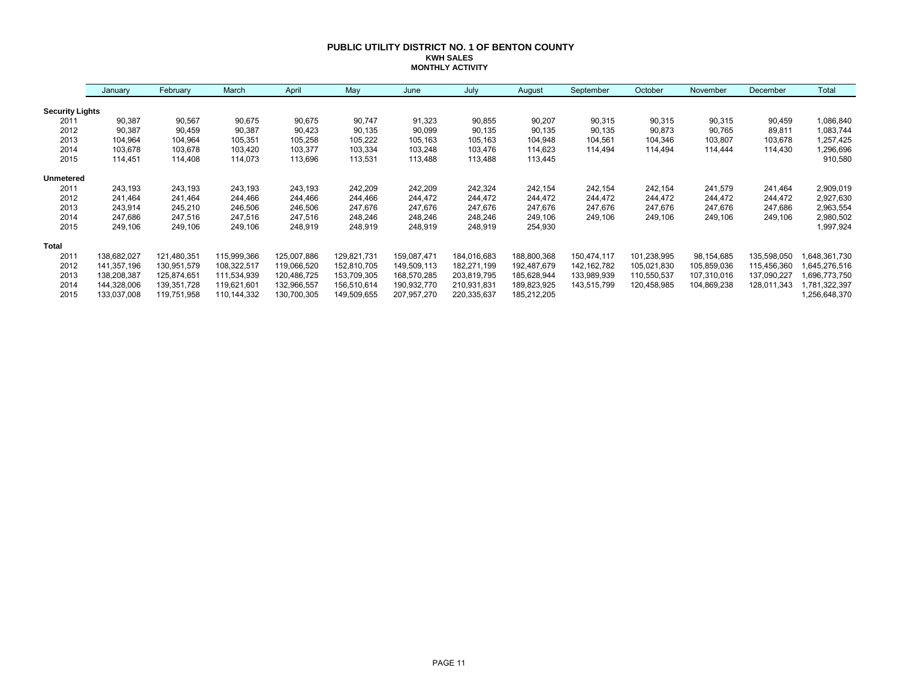# PUBLIC UTILITY DISTRICT NO. 1 OF BENTON COUNTY

## KWH SALES

## MONTHLY ACTIVITY

| | January | February | March | April | May | June | July | August | September | October | November | December | Total |
|---|---|---|---|---|---|---|---|---|---|---|---|---|---|
| **Security Lights** | | | | | | | | | | | | | |
| 2011 | 90,387 | 90,567 | 90,675 | 90,675 | 90,747 | 91,323 | 90,855 | 90,207 | 90,315 | 90,315 | 90,315 | 90,459 | 1,086,840 |
| 2012 | 90,387 | 90,459 | 90,387 | 90,423 | 90,135 | 90,099 | 90,135 | 90,135 | 90,135 | 90,873 | 90,765 | 89,811 | 1,083,744 |
| 2013 | 104,964 | 104,964 | 105,351 | 105,258 | 105,222 | 105,163 | 105,163 | 104,948 | 104,561 | 104,346 | 103,807 | 103,678 | 1,257,425 |
| 2014 | 103,678 | 103,678 | 103,420 | 103,377 | 103,334 | 103,248 | 103,476 | 114,623 | 114,494 | 114,494 | 114,444 | 114,430 | 1,296,696 |
| 2015 | 114,451 | 114,408 | 114,073 | 113,696 | 113,531 | 113,488 | 113,488 | 113,445 | | | | | 910,580 |
| **Unmetered** | | | | | | | | | | | | | |
| 2011 | 243,193 | 243,193 | 243,193 | 243,193 | 242,209 | 242,209 | 242,324 | 242,154 | 242,154 | 242,154 | 241,579 | 241,464 | 2,909,019 |
| 2012 | 241,464 | 241,464 | 244,466 | 244,466 | 244,466 | 244,472 | 244,472 | 244,472 | 244,472 | 244,472 | 244,472 | 244,472 | 2,927,630 |
| 2013 | 243,914 | 245,210 | 246,506 | 246,506 | 247,676 | 247,676 | 247,676 | 247,676 | 247,676 | 247,676 | 247,676 | 247,686 | 2,963,554 |
| 2014 | 247,686 | 247,516 | 247,516 | 247,516 | 248,246 | 248,246 | 248,246 | 249,106 | 249,106 | 249,106 | 249,106 | 249,106 | 2,980,502 |
| 2015 | 249,106 | 249,106 | 249,106 | 248,919 | 248,919 | 248,919 | 248,919 | 254,930 | | | | | 1,997,924 |
| **Total** | | | | | | | | | | | | | |
| 2011 | 138,682,027 | 121,480,351 | 115,999,366 | 125,007,886 | 129,821,731 | 159,087,471 | 184,016,683 | 188,800,368 | 150,474,117 | 101,238,995 | 98,154,685 | 135,598,050 | 1,648,361,730 |
| 2012 | 141,357,196 | 130,951,579 | 108,322,517 | 119,066,520 | 152,810,705 | 149,509,113 | 182,271,199 | 192,487,679 | 142,162,782 | 105,021,830 | 105,859,036 | 115,456,360 | 1,645,276,516 |
| 2013 | 138,208,387 | 125,874,651 | 111,534,939 | 120,486,725 | 153,709,305 | 168,570,285 | 203,819,795 | 185,628,944 | 133,989,939 | 110,550,537 | 107,310,016 | 137,090,227 | 1,696,773,750 |
| 2014 | 144,328,006 | 139,351,728 | 119,621,601 | 132,966,557 | 156,510,614 | 190,932,770 | 210,931,831 | 189,823,925 | 143,515,799 | 120,458,985 | 104,869,238 | 128,011,343 | 1,781,322,397 |
| 2015 | 133,037,008 | 119,751,958 | 110,144,332 | 130,700,305 | 149,509,655 | 207,957,270 | 220,335,637 | 185,212,205 | | | | | 1,256,648,370 |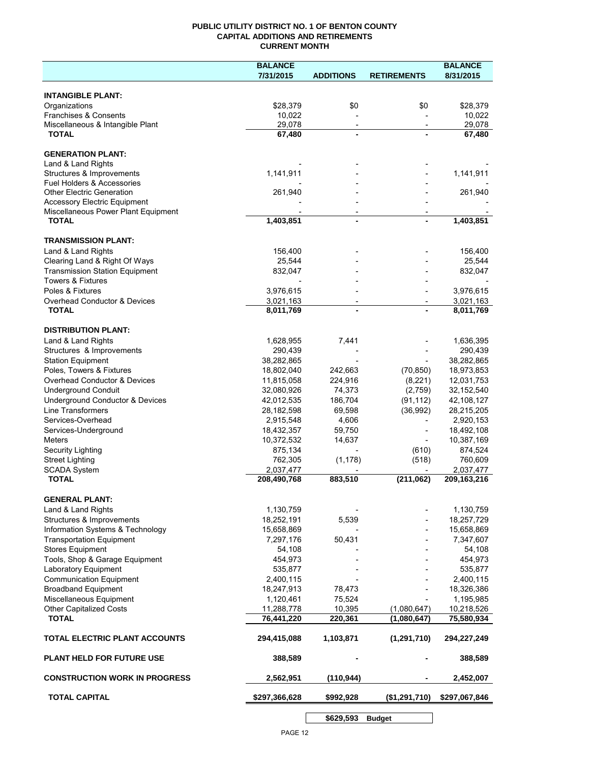# PUBLIC UTILITY DISTRICT NO. 1 OF BENTON COUNTY
## CAPITAL ADDITIONS AND RETIREMENTS
### CURRENT MONTH

| | BALANCE 7/31/2015 | ADDITIONS | RETIREMENTS | BALANCE 8/31/2015 |
|---|---|---|---|---|
| **INTANGIBLE PLANT:** | | | | |
| Organizations | $28,379 | $0 | $0 | $28,379 |
| Franchises & Consents | 10,022 | - | - | 10,022 |
| Miscellaneous & Intangible Plant | 29,078 | - | - | 29,078 |
| **TOTAL** | **67,480** | **-** | **-** | **67,480** |
| **GENERATION PLANT:** | | | | |
| Land & Land Rights | - | - | - | - |
| Structures & Improvements | 1,141,911 | - | - | 1,141,911 |
| Fuel Holders & Accessories | - | - | - | - |
| Other Electric Generation | 261,940 | - | - | 261,940 |
| Accessory Electric Equipment | - | - | - | - |
| Miscellaneous Power Plant Equipment | - | - | - | - |
| **TOTAL** | **1,403,851** | **-** | **-** | **1,403,851** |
| **TRANSMISSION PLANT:** | | | | |
| Land & Land Rights | 156,400 | - | - | 156,400 |
| Clearing Land & Right Of Ways | 25,544 | - | - | 25,544 |
| Transmission Station Equipment | 832,047 | - | - | 832,047 |
| Towers & Fixtures | - | - | - | - |
| Poles & Fixtures | 3,976,615 | - | - | 3,976,615 |
| Overhead Conductor & Devices | 3,021,163 | - | - | 3,021,163 |
| **TOTAL** | **8,011,769** | **-** | **-** | **8,011,769** |
| **DISTRIBUTION PLANT:** | | | | |
| Land & Land Rights | 1,628,955 | 7,441 | - | 1,636,395 |
| Structures & Improvements | 290,439 | - | - | 290,439 |
| Station Equipment | 38,282,865 | - | - | 38,282,865 |
| Poles, Towers & Fixtures | 18,802,040 | 242,663 | (70,850) | 18,973,853 |
| Overhead Conductor & Devices | 11,815,058 | 224,916 | (8,221) | 12,031,753 |
| Underground Conduit | 32,080,926 | 74,373 | (2,759) | 32,152,540 |
| Underground Conductor & Devices | 42,012,535 | 186,704 | (91,112) | 42,108,127 |
| Line Transformers | 28,182,598 | 69,598 | (36,992) | 28,215,205 |
| Services-Overhead | 2,915,548 | 4,606 | - | 2,920,153 |
| Services-Underground | 18,432,357 | 59,750 | - | 18,492,108 |
| Meters | 10,372,532 | 14,637 | - | 10,387,169 |
| Security Lighting | 875,134 | - | (610) | 874,524 |
| Street Lighting | 762,305 | (1,178) | (518) | 760,609 |
| SCADA System | 2,037,477 | - | - | 2,037,477 |
| **TOTAL** | **208,490,768** | **883,510** | **(211,062)** | **209,163,216** |
| **GENERAL PLANT:** | | | | |
| Land & Land Rights | 1,130,759 | - | - | 1,130,759 |
| Structures & Improvements | 18,252,191 | 5,539 | - | 18,257,729 |
| Information Systems & Technology | 15,658,869 | - | - | 15,658,869 |
| Transportation Equipment | 7,297,176 | 50,431 | - | 7,347,607 |
| Stores Equipment | 54,108 | - | - | 54,108 |
| Tools, Shop & Garage Equipment | 454,973 | - | - | 454,973 |
| Laboratory Equipment | 535,877 | - | - | 535,877 |
| Communication Equipment | 2,400,115 | - | - | 2,400,115 |
| Broadband Equipment | 18,247,913 | 78,473 | - | 18,326,386 |
| Miscellaneous Equipment | 1,120,461 | 75,524 | - | 1,195,985 |
| Other Capitalized Costs | 11,288,778 | 10,395 | (1,080,647) | 10,218,526 |
| **TOTAL** | **76,441,220** | **220,361** | **(1,080,647)** | **75,580,934** |
| **TOTAL ELECTRIC PLANT ACCOUNTS** | **294,415,088** | **1,103,871** | **(1,291,710)** | **294,227,249** |
| **PLANT HELD FOR FUTURE USE** | **388,589** | **-** | **-** | **388,589** |
| **CONSTRUCTION WORK IN PROGRESS** | **2,562,951** | **(110,944)** | **-** | **2,452,007** |
| **TOTAL CAPITAL** | **$297,366,628** | **$992,928** | **($1,291,710)** | **$297,067,846** |
| | | **$629,593** | **Budget** | |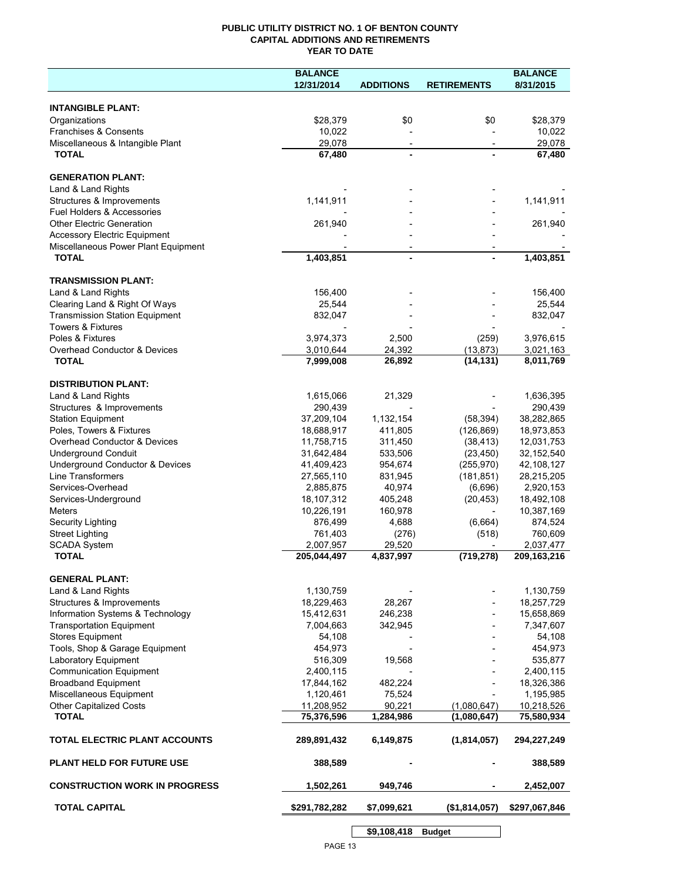# PUBLIC UTILITY DISTRICT NO. 1 OF BENTON COUNTY
## CAPITAL ADDITIONS AND RETIREMENTS
### YEAR TO DATE

| | BALANCE 12/31/2014 | ADDITIONS | RETIREMENTS | BALANCE 8/31/2015 |
|---|---|---|---|---|
| **INTANGIBLE PLANT:** | | | | |
| Organizations | $28,379 | $0 | $0 | $28,379 |
| Franchises & Consents | 10,022 | - | - | 10,022 |
| Miscellaneous & Intangible Plant | 29,078 | - | - | 29,078 |
| **TOTAL** | **67,480** | **-** | **-** | **67,480** |
| **GENERATION PLANT:** | | | | |
| Land & Land Rights | - | - | - | - |
| Structures & Improvements | 1,141,911 | - | - | 1,141,911 |
| Fuel Holders & Accessories | - | - | - | - |
| Other Electric Generation | 261,940 | - | - | 261,940 |
| Accessory Electric Equipment | - | - | - | - |
| Miscellaneous Power Plant Equipment | - | - | - | - |
| **TOTAL** | **1,403,851** | **-** | **-** | **1,403,851** |
| **TRANSMISSION PLANT:** | | | | |
| Land & Land Rights | 156,400 | - | - | 156,400 |
| Clearing Land & Right Of Ways | 25,544 | - | - | 25,544 |
| Transmission Station Equipment | 832,047 | - | - | 832,047 |
| Towers & Fixtures | - | - | - | - |
| Poles & Fixtures | 3,974,373 | 2,500 | (259) | 3,976,615 |
| Overhead Conductor & Devices | 3,010,644 | 24,392 | (13,873) | 3,021,163 |
| **TOTAL** | **7,999,008** | **26,892** | **(14,131)** | **8,011,769** |
| **DISTRIBUTION PLANT:** | | | | |
| Land & Land Rights | 1,615,066 | 21,329 | - | 1,636,395 |
| Structures & Improvements | 290,439 | - | - | 290,439 |
| Station Equipment | 37,209,104 | 1,132,154 | (58,394) | 38,282,865 |
| Poles, Towers & Fixtures | 18,688,917 | 411,805 | (126,869) | 18,973,853 |
| Overhead Conductor & Devices | 11,758,715 | 311,450 | (38,413) | 12,031,753 |
| Underground Conduit | 31,642,484 | 533,506 | (23,450) | 32,152,540 |
| Underground Conductor & Devices | 41,409,423 | 954,674 | (255,970) | 42,108,127 |
| Line Transformers | 27,565,110 | 831,945 | (181,851) | 28,215,205 |
| Services-Overhead | 2,885,875 | 40,974 | (6,696) | 2,920,153 |
| Services-Underground | 18,107,312 | 405,248 | (20,453) | 18,492,108 |
| Meters | 10,226,191 | 160,978 | - | 10,387,169 |
| Security Lighting | 876,499 | 4,688 | (6,664) | 874,524 |
| Street Lighting | 761,403 | (276) | (518) | 760,609 |
| SCADA System | 2,007,957 | 29,520 | - | 2,037,477 |
| **TOTAL** | **205,044,497** | **4,837,997** | **(719,278)** | **209,163,216** |
| **GENERAL PLANT:** | | | | |
| Land & Land Rights | 1,130,759 | - | - | 1,130,759 |
| Structures & Improvements | 18,229,463 | 28,267 | - | 18,257,729 |
| Information Systems & Technology | 15,412,631 | 246,238 | - | 15,658,869 |
| Transportation Equipment | 7,004,663 | 342,945 | - | 7,347,607 |
| Stores Equipment | 54,108 | - | - | 54,108 |
| Tools, Shop & Garage Equipment | 454,973 | - | - | 454,973 |
| Laboratory Equipment | 516,309 | 19,568 | - | 535,877 |
| Communication Equipment | 2,400,115 | - | - | 2,400,115 |
| Broadband Equipment | 17,844,162 | 482,224 | - | 18,326,386 |
| Miscellaneous Equipment | 1,120,461 | 75,524 | - | 1,195,985 |
| Other Capitalized Costs | 11,208,952 | 90,221 | (1,080,647) | 10,218,526 |
| **TOTAL** | **75,376,596** | **1,284,986** | **(1,080,647)** | **75,580,934** |
| **TOTAL ELECTRIC PLANT ACCOUNTS** | **289,891,432** | **6,149,875** | **(1,814,057)** | **294,227,249** |
| **PLANT HELD FOR FUTURE USE** | **388,589** | **-** | **-** | **388,589** |
| **CONSTRUCTION WORK IN PROGRESS** | **1,502,261** | **949,746** | **-** | **2,452,007** |
| **TOTAL CAPITAL** | **$291,782,282** | **$7,099,621** | **($1,814,057)** | **$297,067,846** |
| | | **$9,108,418** | **Budget** | |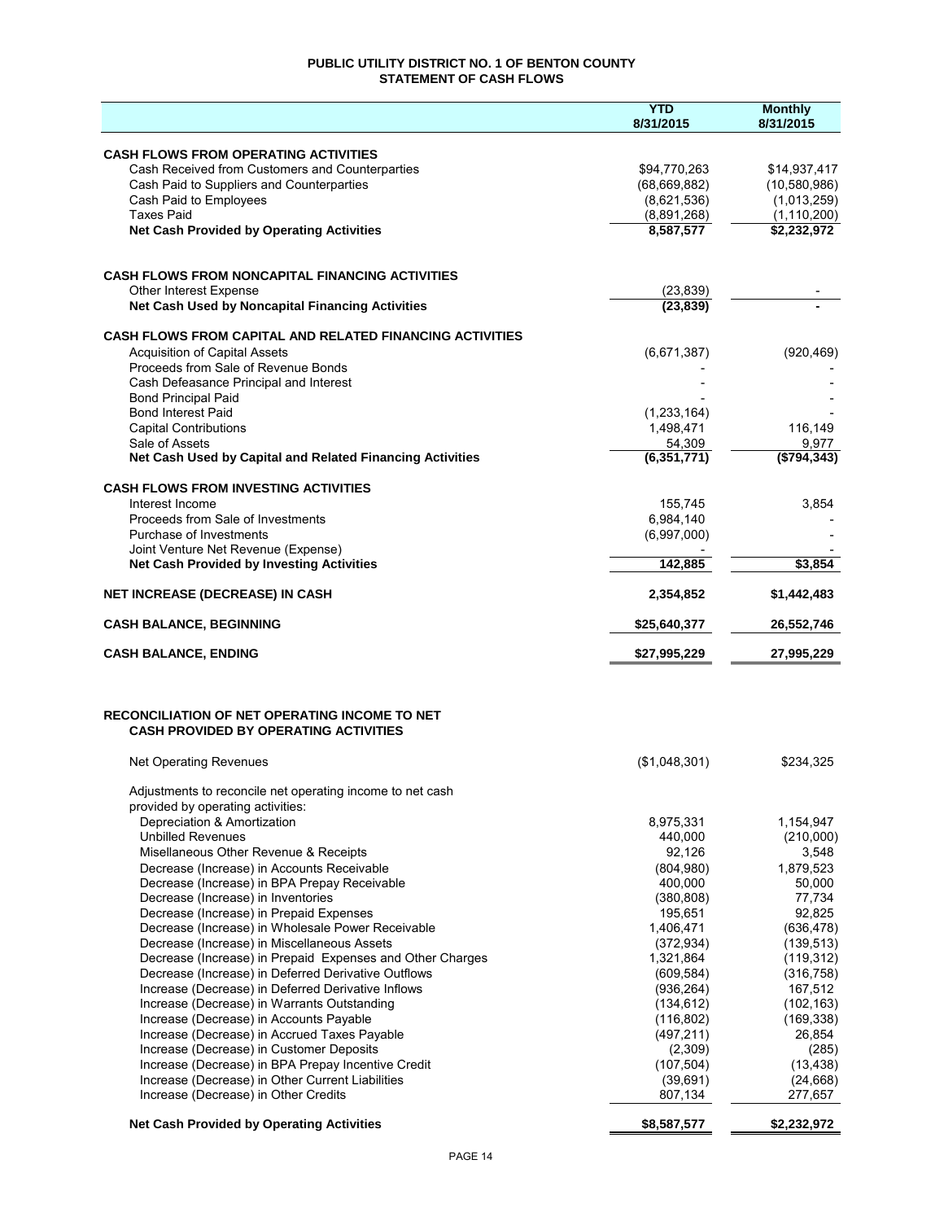# PUBLIC UTILITY DISTRICT NO. 1 OF BENTON COUNTY
## STATEMENT OF CASH FLOWS

| | YTD 8/31/2015 | Monthly 8/31/2015 |
|---|---|---|
| **CASH FLOWS FROM OPERATING ACTIVITIES** | | |
| Cash Received from Customers and Counterparties | $94,770,263 | $14,937,417 |
| Cash Paid to Suppliers and Counterparties | (68,669,882) | (10,580,986) |
| Cash Paid to Employees | (8,621,536) | (1,013,259) |
| Taxes Paid | (8,891,268) | (1,110,200) |
| **Net Cash Provided by Operating Activities** | **8,587,577** | **$2,232,972** |
| | | |
| **CASH FLOWS FROM NONCAPITAL FINANCING ACTIVITIES** | | |
| Other Interest Expense | (23,839) | - |
| **Net Cash Used by Noncapital Financing Activities** | **(23,839)** | **-** |
| | | |
| **CASH FLOWS FROM CAPITAL AND RELATED FINANCING ACTIVITIES** | | |
| Acquisition of Capital Assets | (6,671,387) | (920,469) |
| Proceeds from Sale of Revenue Bonds | - | - |
| Cash Defeasance Principal and Interest | - | - |
| Bond Principal Paid | - | - |
| Bond Interest Paid | (1,233,164) | - |
| Capital Contributions | 1,498,471 | 116,149 |
| Sale of Assets | 54,309 | 9,977 |
| **Net Cash Used by Capital and Related Financing Activities** | **(6,351,771)** | **($794,343)** |
| | | |
| **CASH FLOWS FROM INVESTING ACTIVITIES** | | |
| Interest Income | 155,745 | 3,854 |
| Proceeds from Sale of Investments | 6,984,140 | - |
| Purchase of Investments | (6,997,000) | - |
| Joint Venture Net Revenue (Expense) | - | - |
| **Net Cash Provided by Investing Activities** | **142,885** | **$3,854** |
| | | |
| **NET INCREASE (DECREASE) IN CASH** | **2,354,852** | **$1,442,483** |
| | | |
| **CASH BALANCE, BEGINNING** | **$25,640,377** | **26,552,746** |
| | | |
| **CASH BALANCE, ENDING** | **$27,995,229** | **27,995,229** |

## RECONCILIATION OF NET OPERATING INCOME TO NET CASH PROVIDED BY OPERATING ACTIVITIES

| | YTD 8/31/2015 | Monthly 8/31/2015 |
|---|---|---|
| Net Operating Revenues | ($1,048,301) | $234,325 |
| Adjustments to reconcile net operating income to net cash provided by operating activities: | | |
| Depreciation & Amortization | 8,975,331 | 1,154,947 |
| Unbilled Revenues | 440,000 | (210,000) |
| Misellaneous Other Revenue & Receipts | 92,126 | 3,548 |
| Decrease (Increase) in Accounts Receivable | (804,980) | 1,879,523 |
| Decrease (Increase) in BPA Prepay Receivable | 400,000 | 50,000 |
| Decrease (Increase) in Inventories | (380,808) | 77,734 |
| Decrease (Increase) in Prepaid Expenses | 195,651 | 92,825 |
| Decrease (Increase) in Wholesale Power Receivable | 1,406,471 | (636,478) |
| Decrease (Increase) in Miscellaneous Assets | (372,934) | (139,513) |
| Decrease (Increase) in Prepaid Expenses and Other Charges | 1,321,864 | (119,312) |
| Decrease (Increase) in Deferred Derivative Outflows | (609,584) | (316,758) |
| Increase (Decrease) in Deferred Derivative Inflows | (936,264) | 167,512 |
| Increase (Decrease) in Warrants Outstanding | (134,612) | (102,163) |
| Increase (Decrease) in Accounts Payable | (116,802) | (169,338) |
| Increase (Decrease) in Accrued Taxes Payable | (497,211) | 26,854 |
| Increase (Decrease) in Customer Deposits | (2,309) | (285) |
| Increase (Decrease) in BPA Prepay Incentive Credit | (107,504) | (13,438) |
| Increase (Decrease) in Other Current Liabilities | (39,691) | (24,668) |
| Increase (Decrease) in Other Credits | 807,134 | 277,657 |
| **Net Cash Provided by Operating Activities** | **$8,587,577** | **$2,232,972** |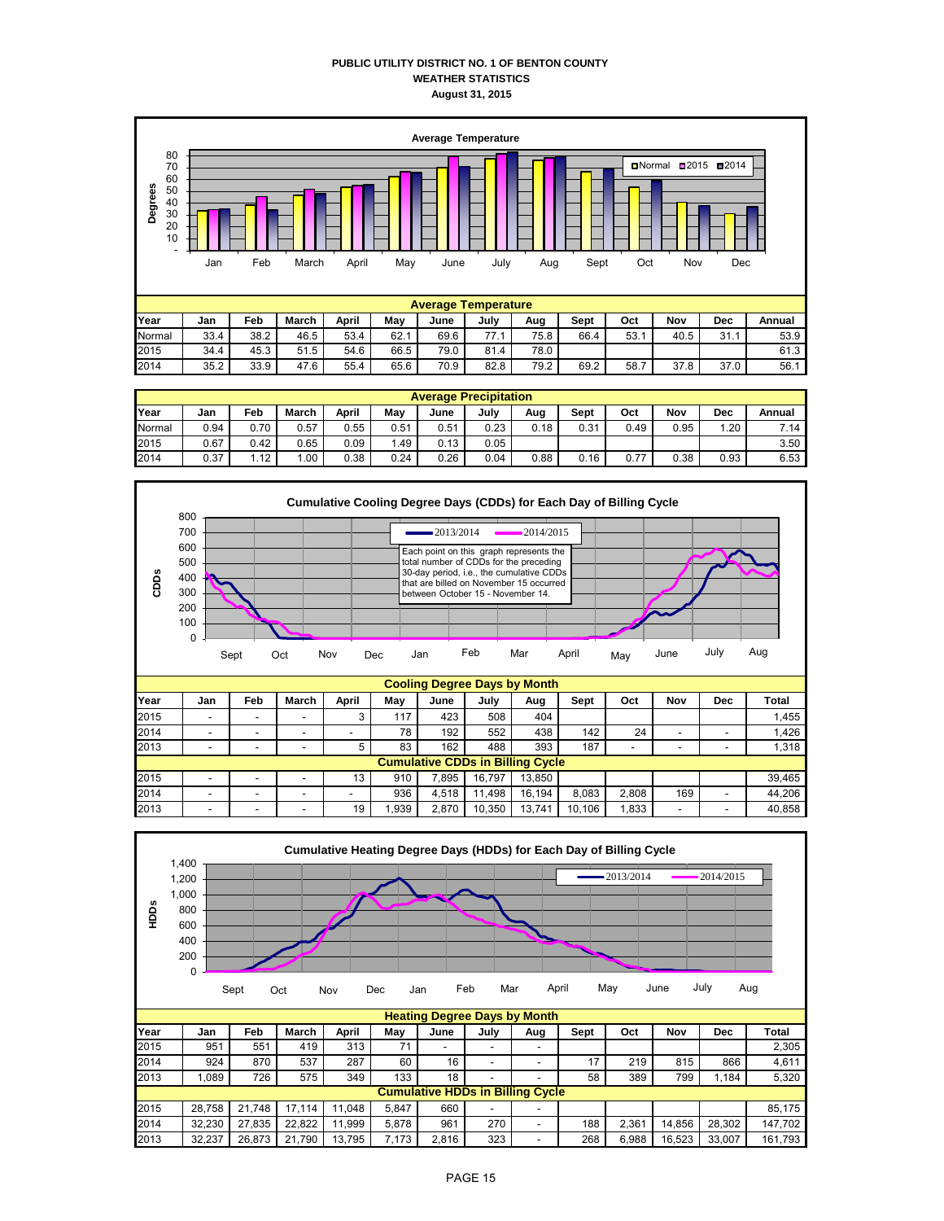# PUBLIC UTILITY DISTRICT NO. 1 OF BENTON COUNTY
## WEATHER STATISTICS
### August 31, 2015

**Average Temperature**

| Year | Jan | Feb | March | April | May | June | July | Aug | Sept | Oct | Nov | Dec | Annual |
|---|---|---|---|---|---|---|---|---|---|---|---|---|---|
| Normal | 33.4 | 38.2 | 46.5 | 53.4 | 62.1 | 69.6 | 77.1 | 75.8 | 66.4 | 53.1 | 40.5 | 31.1 | 53.9 |
| 2015 | 34.4 | 45.3 | 51.5 | 54.6 | 66.5 | 79.0 | 81.4 | 78.0 | | | | | 61.3 |
| 2014 | 35.2 | 33.9 | 47.6 | 55.4 | 65.6 | 70.9 | 82.8 | 79.2 | 69.2 | 58.7 | 37.8 | 37.0 | 56.1 |

**Average Precipitation**

| Year | Jan | Feb | March | April | May | June | July | Aug | Sept | Oct | Nov | Dec | Annual |
|---|---|---|---|---|---|---|---|---|---|---|---|---|---|
| Normal | 0.94 | 0.70 | 0.57 | 0.55 | 0.51 | 0.51 | 0.23 | 0.18 | 0.31 | 0.49 | 0.95 | 1.20 | 7.14 |
| 2015 | 0.67 | 0.42 | 0.65 | 0.09 | 1.49 | 0.13 | 0.05 | | | | | | 3.50 |
| 2014 | 0.37 | 1.12 | 1.00 | 0.38 | 0.24 | 0.26 | 0.04 | 0.88 | 0.16 | 0.77 | 0.38 | 0.93 | 6.53 |

**Cumulative Cooling Degree Days (CDDs) for Each Day of Billing Cycle**

Each point on this graph represents the total number of CDDs for the preceding 30-day period, i.e., the cumulative CDDs that are billed on November 15 occurred between October 15 - November 14.

| Year | Jan | Feb | March | April | May | June | July | Aug | Sept | Oct | Nov | Dec | Total |
|---|---|---|---|---|---|---|---|---|---|---|---|---|---|
| **Cooling Degree Days by Month** | | | | | | | | | | | | | |
| 2015 | - | - | - | 3 | 117 | 423 | 508 | 404 | | | | | 1,455 |
| 2014 | - | - | - | - | 78 | 192 | 552 | 438 | 142 | 24 | - | - | 1,426 |
| 2013 | - | - | - | 5 | 83 | 162 | 488 | 393 | 187 | - | - | - | 1,318 |
| **Cumulative CDDs in Billing Cycle** | | | | | | | | | | | | | |
| 2015 | - | - | - | 13 | 910 | 7,895 | 16,797 | 13,850 | | | | | 39,465 |
| 2014 | - | - | - | - | 936 | 4,518 | 11,498 | 16,194 | 8,083 | 2,808 | 169 | - | 44,206 |
| 2013 | - | - | - | 19 | 1,939 | 2,870 | 10,350 | 13,741 | 10,106 | 1,833 | - | - | 40,858 |

**Cumulative Heating Degree Days (HDDs) for Each Day of Billing Cycle**

| Year | Jan | Feb | March | April | May | June | July | Aug | Sept | Oct | Nov | Dec | Total |
|---|---|---|---|---|---|---|---|---|---|---|---|---|---|
| **Heating Degree Days by Month** | | | | | | | | | | | | | |
| 2015 | 951 | 551 | 419 | 313 | 71 | - | - | - | | | | | 2,305 |
| 2014 | 924 | 870 | 537 | 287 | 60 | 16 | - | - | 17 | 219 | 815 | 866 | 4,611 |
| 2013 | 1,089 | 726 | 575 | 349 | 133 | 18 | - | - | 58 | 389 | 799 | 1,184 | 5,320 |
| **Cumulative HDDs in Billing Cycle** | | | | | | | | | | | | | |
| 2015 | 28,758 | 21,748 | 17,114 | 11,048 | 5,847 | 660 | - | - | | | | | 85,175 |
| 2014 | 32,230 | 27,835 | 22,822 | 11,999 | 5,878 | 961 | 270 | - | 188 | 2,361 | 14,856 | 28,302 | 147,702 |
| 2013 | 32,237 | 26,873 | 21,790 | 13,795 | 7,173 | 2,816 | 323 | - | 268 | 6,988 | 16,523 | 33,007 | 161,793 |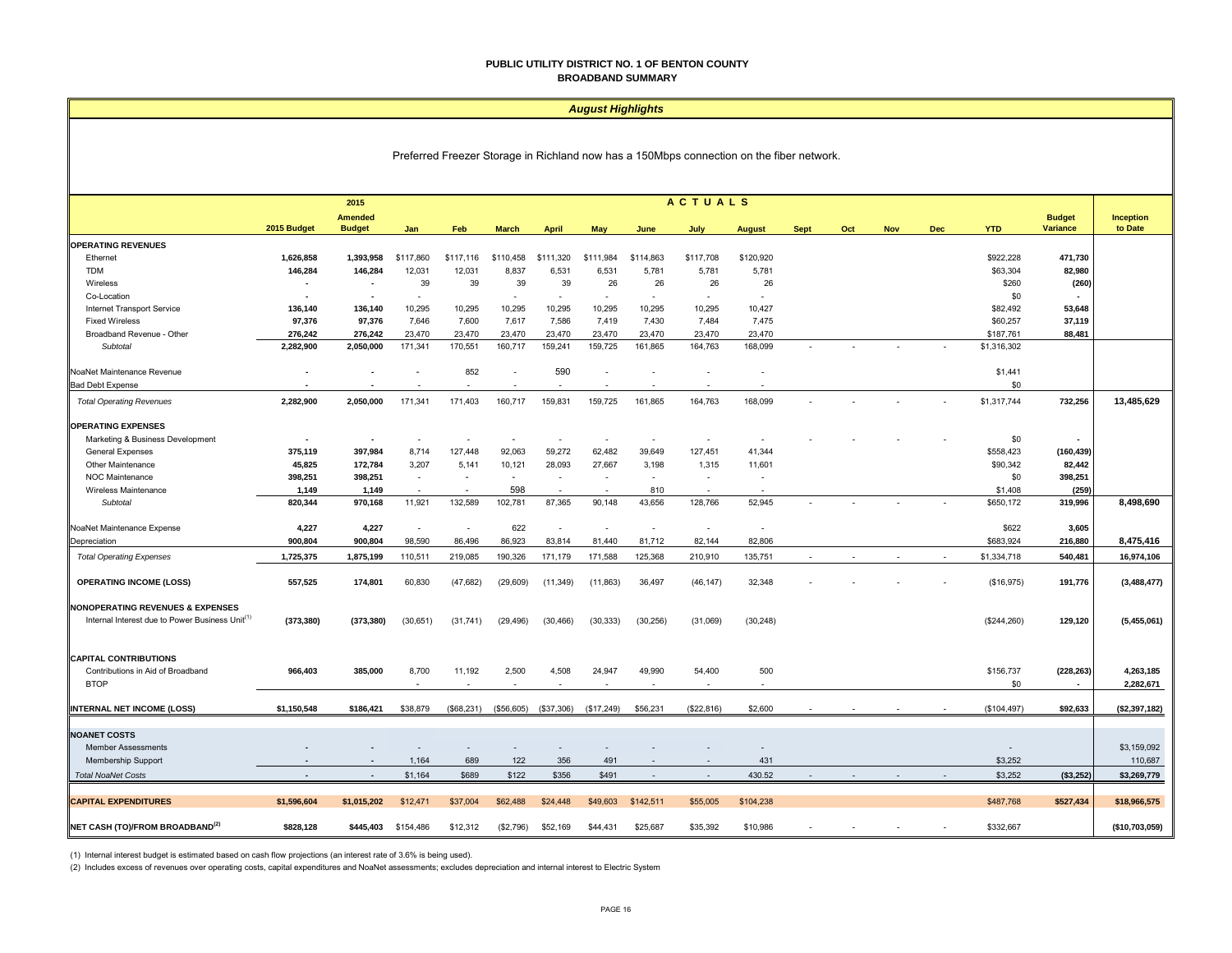# PUBLIC UTILITY DISTRICT NO. 1 OF BENTON COUNTY
## BROADBAND SUMMARY

### *August Highlights*

Preferred Freezer Storage in Richland now has a 150Mbps connection on the fiber network.

| | 2015 Budget | 2015 Amended Budget | Jan | Feb | March | April | May | June | July | August | Sept | Oct | Nov | Dec | YTD | Budget Variance | Inception to Date |
|---|---|---|---|---|---|---|---|---|---|---|---|---|---|---|---|---|---|
| | | | ACTUALS | | | | | | | | | | | | | | |
| **OPERATING REVENUES** | | | | | | | | | | | | | | | | | |
| Ethernet | **1,626,858** | **1,393,958** | $117,860 | $117,116 | $110,458 | $111,320 | $111,984 | $114,863 | $117,708 | $120,920 | | | | | $922,228 | **471,730** | |
| TDM | **146,284** | **146,284** | 12,031 | 12,031 | 8,837 | 6,531 | 6,531 | 5,781 | 5,781 | 5,781 | | | | | $63,304 | **82,980** | |
| Wireless | - | - | 39 | 39 | 39 | 39 | 26 | 26 | 26 | 26 | | | | | $260 | **(260)** | |
| Co-Location | - | - | - | | - | - | - | - | - | - | | | | | $0 | - | |
| Internet Transport Service | **136,140** | **136,140** | 10,295 | 10,295 | 10,295 | 10,295 | 10,295 | 10,295 | 10,295 | 10,427 | | | | | $82,492 | **53,648** | |
| Fixed Wireless | **97,376** | **97,376** | 7,646 | 7,600 | 7,617 | 7,586 | 7,419 | 7,430 | 7,484 | 7,475 | | | | | $60,257 | **37,119** | |
| Broadband Revenue - Other | **276,242** | **276,242** | 23,470 | 23,470 | 23,470 | 23,470 | 23,470 | 23,470 | 23,470 | 23,470 | | | | | $187,761 | **88,481** | |
| *Subtotal* | **2,282,900** | **2,050,000** | 171,341 | 170,551 | 160,717 | 159,241 | 159,725 | 161,865 | 164,763 | 168,099 | - | - | - | - | $1,316,302 | | |
| NoaNet Maintenance Revenue | - | - | - | 852 | - | 590 | - | - | - | - | | | | | $1,441 | | |
| Bad Debt Expense | - | - | - | - | - | - | - | - | - | - | | | | | $0 | | |
| *Total Operating Revenues* | **2,282,900** | **2,050,000** | 171,341 | 171,403 | 160,717 | 159,831 | 159,725 | 161,865 | 164,763 | 168,099 | - | - | - | - | $1,317,744 | **732,256** | **13,485,629** |
| **OPERATING EXPENSES** | | | | | | | | | | | | | | | | | |
| Marketing & Business Development | - | - | - | - | - | - | - | - | - | - | - | - | - | - | $0 | - | |
| General Expenses | **375,119** | **397,984** | 8,714 | 127,448 | 92,063 | 59,272 | 62,482 | 39,649 | 127,451 | 41,344 | | | | | $558,423 | **(160,439)** | |
| Other Maintenance | **45,825** | **172,784** | 3,207 | 5,141 | 10,121 | 28,093 | 27,667 | 3,198 | 1,315 | 11,601 | | | | | $90,342 | **82,442** | |
| NOC Maintenance | **398,251** | **398,251** | - | - | - | - | - | - | - | - | | | | | $0 | **398,251** | |
| Wireless Maintenance | **1,149** | **1,149** | - | - | 598 | - | - | 810 | - | - | | | | | $1,408 | **(259)** | |
| *Subtotal* | **820,344** | **970,168** | 11,921 | 132,589 | 102,781 | 87,365 | 90,148 | 43,656 | 128,766 | 52,945 | - | - | - | - | $650,172 | **319,996** | **8,498,690** |
| NoaNet Maintenance Expense | **4,227** | **4,227** | - | - | 622 | - | - | - | - | - | | | | | $622 | **3,605** | |
| Depreciation | **900,804** | **900,804** | 98,590 | 86,496 | 86,923 | 83,814 | 81,440 | 81,712 | 82,144 | 82,806 | | | | | $683,924 | **216,880** | **8,475,416** |
| *Total Operating Expenses* | **1,725,375** | **1,875,199** | 110,511 | 219,085 | 190,326 | 171,179 | 171,588 | 125,368 | 210,910 | 135,751 | - | - | - | - | $1,334,718 | **540,481** | **16,974,106** |
| **OPERATING INCOME (LOSS)** | **557,525** | **174,801** | 60,830 | (47,682) | (29,609) | (11,349) | (11,863) | 36,497 | (46,147) | 32,348 | - | - | - | - | ($16,975) | **191,776** | **(3,488,477)** |
| **NONOPERATING REVENUES & EXPENSES** | | | | | | | | | | | | | | | | | |
| Internal Interest due to Power Business Unit[1] | **(373,380)** | **(373,380)** | (30,651) | (31,741) | (29,496) | (30,466) | (30,333) | (30,256) | (31,069) | (30,248) | | | | | ($244,260) | **129,120** | **(5,455,061)** |
| **CAPITAL CONTRIBUTIONS** | | | | | | | | | | | | | | | | | |
| Contributions in Aid of Broadband | **966,403** | **385,000** | 8,700 | 11,192 | 2,500 | 4,508 | 24,947 | 49,990 | 54,400 | 500 | | | | | $156,737 | **(228,263)** | **4,263,185** |
| BTOP | | | - | - | - | - | - | - | - | - | | | | | $0 | - | **2,282,671** |
| **INTERNAL NET INCOME (LOSS)** | **$1,150,548** | **$186,421** | $38,879 | ($68,231) | ($56,605) | ($37,306) | ($17,249) | $56,231 | ($22,816) | $2,600 | - | - | - | - | ($104,497) | **$92,633** | **($2,397,182)** |
| **NOANET COSTS** | | | | | | | | | | | | | | | | | |
| Member Assessments | - | - | - | - | - | - | - | - | - | - | | | | | - | | $3,159,092 |
| Membership Support | - | - | 1,164 | 689 | 122 | 356 | 491 | - | - | 431 | | | | | $3,252 | | 110,687 |
| *Total NoaNet Costs* | - | - | $1,164 | $689 | $122 | $356 | $491 | - | - | 430.52 | - | - | - | - | $3,252 | **($3,252)** | **$3,269,779** |
| **CAPITAL EXPENDITURES** | **$1,596,604** | **$1,015,202** | $12,471 | $37,004 | $62,488 | $24,448 | $49,603 | $142,511 | $55,005 | $104,238 | | | | | $487,768 | **$527,434** | **$18,966,575** |
| **NET CASH (TO)/FROM BROADBAND[2]** | **$828,128** | **$445,403** | $154,486 | $12,312 | ($2,796) | $52,169 | $44,431 | $25,687 | $35,392 | $10,986 | - | - | - | - | $332,667 | | **($10,703,059)** |

(1) Internal interest budget is estimated based on cash flow projections (an interest rate of 3.6% is being used).

(2) Includes excess of revenues over operating costs, capital expenditures and NoaNet assessments; excludes depreciation and internal interest to Electric System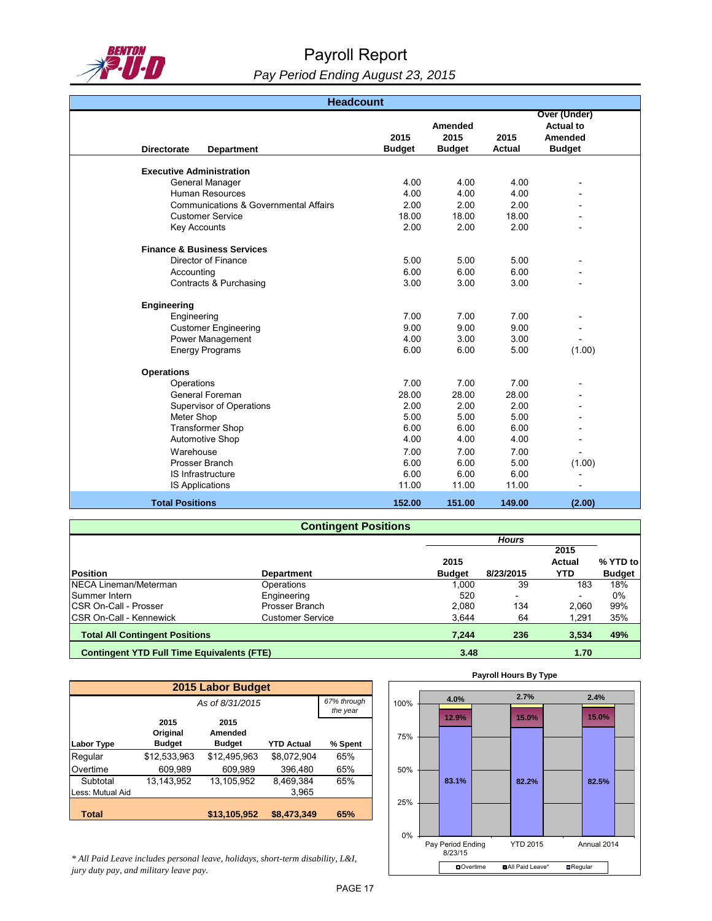# Payroll Report

*Pay Period Ending August 23, 2015*

## Headcount

| Directorate | Department | 2015 Budget | Amended 2015 Budget | 2015 Actual | Over (Under) Actual to Amended Budget |
|---|---|---|---|---|---|
| **Executive Administration** | | | | | |
| | General Manager | 4.00 | 4.00 | 4.00 | - |
| | Human Resources | 4.00 | 4.00 | 4.00 | - |
| | Communications & Governmental Affairs | 2.00 | 2.00 | 2.00 | - |
| | Customer Service | 18.00 | 18.00 | 18.00 | - |
| | Key Accounts | 2.00 | 2.00 | 2.00 | - |
| **Finance & Business Services** | | | | | |
| | Director of Finance | 5.00 | 5.00 | 5.00 | - |
| | Accounting | 6.00 | 6.00 | 6.00 | - |
| | Contracts & Purchasing | 3.00 | 3.00 | 3.00 | - |
| **Engineering** | | | | | |
| | Engineering | 7.00 | 7.00 | 7.00 | - |
| | Customer Engineering | 9.00 | 9.00 | 9.00 | - |
| | Power Management | 4.00 | 3.00 | 3.00 | - |
| | Energy Programs | 6.00 | 6.00 | 5.00 | (1.00) |
| **Operations** | | | | | |
| | Operations | 7.00 | 7.00 | 7.00 | - |
| | General Foreman | 28.00 | 28.00 | 28.00 | - |
| | Supervisor of Operations | 2.00 | 2.00 | 2.00 | - |
| | Meter Shop | 5.00 | 5.00 | 5.00 | - |
| | Transformer Shop | 6.00 | 6.00 | 6.00 | - |
| | Automotive Shop | 4.00 | 4.00 | 4.00 | - |
| | Warehouse | 7.00 | 7.00 | 7.00 | - |
| | Prosser Branch | 6.00 | 6.00 | 5.00 | (1.00) |
| | IS Infrastructure | 6.00 | 6.00 | 6.00 | - |
| | IS Applications | 11.00 | 11.00 | 11.00 | - |
| **Total Positions** | | **152.00** | **151.00** | **149.00** | **(2.00)** |

## Contingent Positions

| | | Hours | | | |
|---|---|---|---|---|---|
| **Position** | **Department** | **2015 Budget** | **8/23/2015** | **2015 Actual YTD** | **% YTD to Budget** |
| NECA Lineman/Meterman | Operations | 1,000 | 39 | 183 | 18% |
| Summer Intern | Engineering | 520 | - | - | 0% |
| CSR On-Call - Prosser | Prosser Branch | 2,080 | 134 | 2,060 | 99% |
| CSR On-Call - Kennewick | Customer Service | 3,644 | 64 | 1,291 | 35% |
| **Total All Contingent Positions** | | **7,244** | **236** | **3,534** | **49%** |
| **Contingent YTD Full Time Equivalents (FTE)** | | **3.48** | | **1.70** | |

## 2015 Labor Budget

*As of 8/31/2015* — *67% through the year*

| Labor Type | 2015 Original Budget | 2015 Amended Budget | YTD Actual | % Spent |
|---|---|---|---|---|
| Regular | $12,533,963 | $12,495,963 | $8,072,904 | 65% |
| Overtime | 609,989 | 609,989 | 396,480 | 65% |
| Subtotal | 13,143,952 | 13,105,952 | 8,469,384 | 65% |
| Less: Mutual Aid | | | 3,965 | |
| **Total** | | **$13,105,952** | **$8,473,349** | **65%** |

**Payroll Hours By Type**

100%
75%
50%
25%
0%

Pay Period Ending 8/23/15: 4.0%, 12.9%, 83.1%
YTD 2015: 2.7%, 15.0%, 82.2%
Annual 2014: 2.4%, 15.0%, 82.5%

Overtime | All Paid Leave* | Regular

*\* All Paid Leave includes personal leave, holidays, short-term disability, L&I, jury duty pay, and military leave pay.*